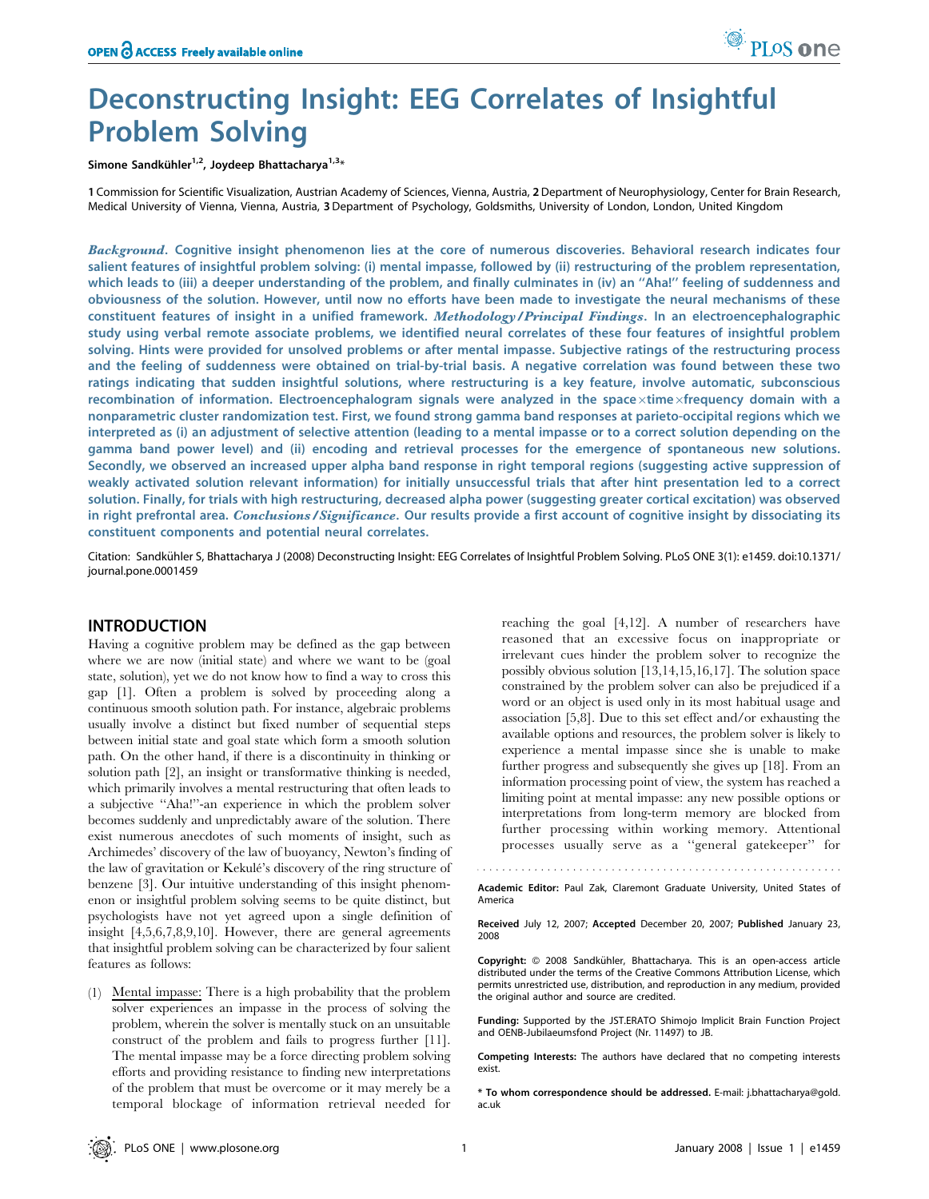OPEN ACCESS Freely available online

# Deconstructing Insight: EEG Correlates of Insightful Problem Solving

Simone Sandkühler[1,2], Joydeep Bhattacharya[1,3]*

1 Commission for Scientific Visualization, Austrian Academy of Sciences, Vienna, Austria, 2 Department of Neurophysiology, Center for Brain Research, Medical University of Vienna, Vienna, Austria, 3 Department of Psychology, Goldsmiths, University of London, London, United Kingdom

***Background.*** **Cognitive insight phenomenon lies at the core of numerous discoveries. Behavioral research indicates four salient features of insightful problem solving: (i) mental impasse, followed by (ii) restructuring of the problem representation, which leads to (iii) a deeper understanding of the problem, and finally culminates in (iv) an ''Aha!'' feeling of suddenness and obviousness of the solution. However, until now no efforts have been made to investigate the neural mechanisms of these constituent features of insight in a unified framework.** ***Methodology/Principal Findings.*** **In an electroencephalographic study using verbal remote associate problems, we identified neural correlates of these four features of insightful problem solving. Hints were provided for unsolved problems or after mental impasse. Subjective ratings of the restructuring process and the feeling of suddenness were obtained on trial-by-trial basis. A negative correlation was found between these two ratings indicating that sudden insightful solutions, where restructuring is a key feature, involve automatic, subconscious recombination of information. Electroencephalogram signals were analyzed in the space×time×frequency domain with a nonparametric cluster randomization test. First, we found strong gamma band responses at parieto-occipital regions which we interpreted as (i) an adjustment of selective attention (leading to a mental impasse or to a correct solution depending on the gamma band power level) and (ii) encoding and retrieval processes for the emergence of spontaneous new solutions. Secondly, we observed an increased upper alpha band response in right temporal regions (suggesting active suppression of weakly activated solution relevant information) for initially unsuccessful trials that after hint presentation led to a correct solution. Finally, for trials with high restructuring, decreased alpha power (suggesting greater cortical excitation) was observed in right prefrontal area.** ***Conclusions/Significance.*** **Our results provide a first account of cognitive insight by dissociating its constituent components and potential neural correlates.**

Citation: Sandkühler S, Bhattacharya J (2008) Deconstructing Insight: EEG Correlates of Insightful Problem Solving. PLoS ONE 3(1): e1459. doi:10.1371/journal.pone.0001459

## INTRODUCTION

Having a cognitive problem may be defined as the gap between where we are now (initial state) and where we want to be (goal state, solution), yet we do not know how to find a way to cross this gap [1]. Often a problem is solved by proceeding along a continuous smooth solution path. For instance, algebraic problems usually involve a distinct but fixed number of sequential steps between initial state and goal state which form a smooth solution path. On the other hand, if there is a discontinuity in thinking or solution path [2], an insight or transformative thinking is needed, which primarily involves a mental restructuring that often leads to a subjective ''Aha!''-an experience in which the problem solver becomes suddenly and unpredictably aware of the solution. There exist numerous anecdotes of such moments of insight, such as Archimedes' discovery of the law of buoyancy, Newton's finding of the law of gravitation or Kekulé's discovery of the ring structure of benzene [3]. Our intuitive understanding of this insight phenomenon or insightful problem solving seems to be quite distinct, but psychologists have not yet agreed upon a single definition of insight [4,5,6,7,8,9,10]. However, there are general agreements that insightful problem solving can be characterized by four salient features as follows:

(1) Mental impasse: There is a high probability that the problem solver experiences an impasse in the process of solving the problem, wherein the solver is mentally stuck on an unsuitable construct of the problem and fails to progress further [11]. The mental impasse may be a force directing problem solving efforts and providing resistance to finding new interpretations of the problem that must be overcome or it may merely be a temporal blockage of information retrieval needed for reaching the goal [4,12]. A number of researchers have reasoned that an excessive focus on inappropriate or irrelevant cues hinder the problem solver to recognize the possibly obvious solution [13,14,15,16,17]. The solution space constrained by the problem solver can also be prejudiced if a word or an object is used only in its most habitual usage and association [5,8]. Due to this set effect and/or exhausting the available options and resources, the problem solver is likely to experience a mental impasse since she is unable to make further progress and subsequently she gives up [18]. From an information processing point of view, the system has reached a limiting point at mental impasse: any new possible options or interpretations from long-term memory are blocked from further processing within working memory. Attentional processes usually serve as a ''general gatekeeper'' for

---

Academic Editor: Paul Zak, Claremont Graduate University, United States of America

Received July 12, 2007; Accepted December 20, 2007; Published January 23, 2008

Copyright: © 2008 Sandkühler, Bhattacharya. This is an open-access article distributed under the terms of the Creative Commons Attribution License, which permits unrestricted use, distribution, and reproduction in any medium, provided the original author and source are credited.

Funding: Supported by the JST.ERATO Shimojo Implicit Brain Function Project and OENB-Jubilaeumsfond Project (Nr. 11497) to JB.

Competing Interests: The authors have declared that no competing interests exist.

\* To whom correspondence should be addressed. E-mail: j.bhattacharya@gold.ac.uk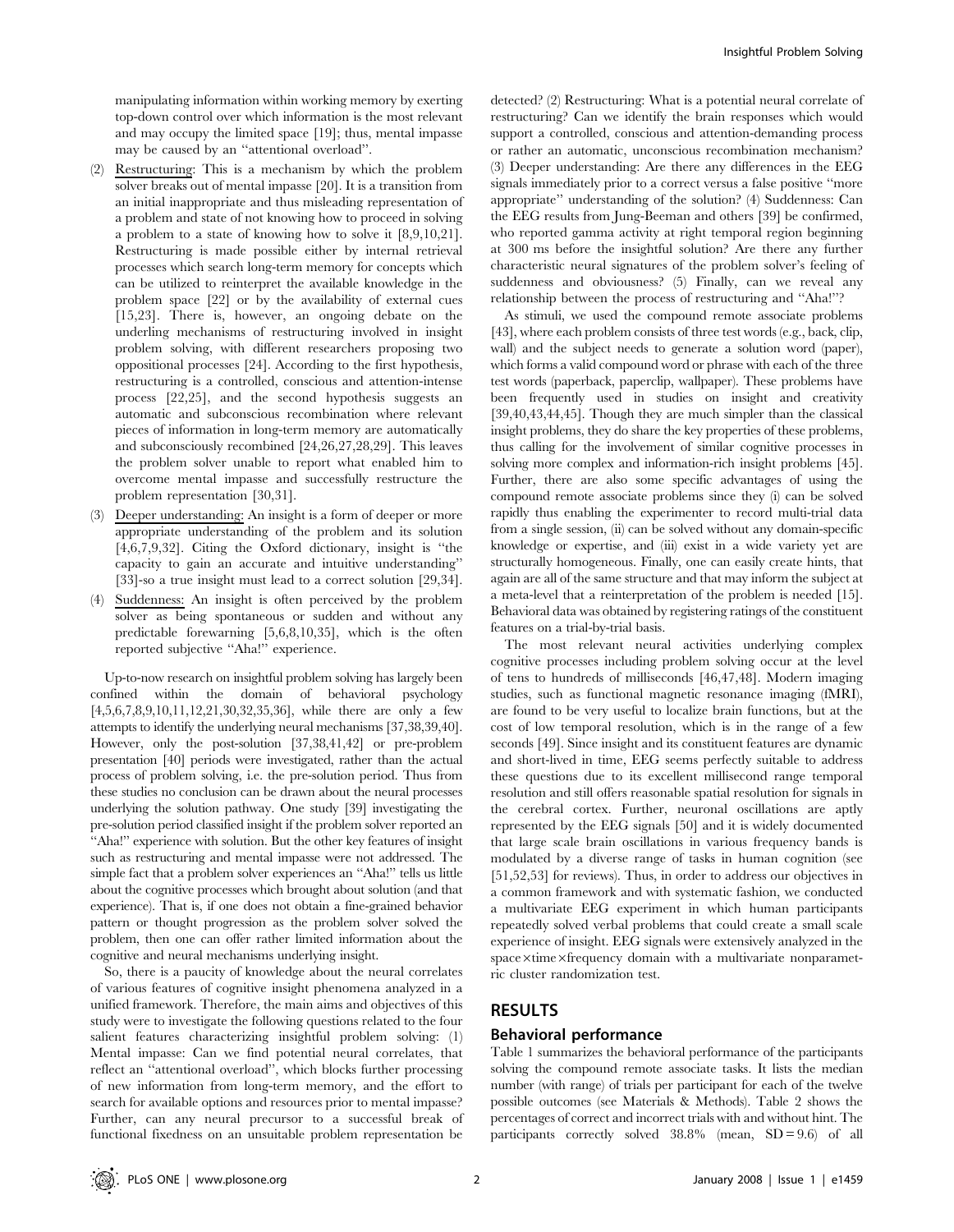manipulating information within working memory by exerting top-down control over which information is the most relevant and may occupy the limited space [19]; thus, mental impasse may be caused by an "attentional overload".

(2) Restructuring: This is a mechanism by which the problem solver breaks out of mental impasse [20]. It is a transition from an initial inappropriate and thus misleading representation of a problem and state of not knowing how to proceed in solving a problem to a state of knowing how to solve it [8,9,10,21]. Restructuring is made possible either by internal retrieval processes which search long-term memory for concepts which can be utilized to reinterpret the available knowledge in the problem space [22] or by the availability of external cues [15,23]. There is, however, an ongoing debate on the underling mechanisms of restructuring involved in insight problem solving, with different researchers proposing two oppositional processes [24]. According to the first hypothesis, restructuring is a controlled, conscious and attention-intense process [22,25], and the second hypothesis suggests an automatic and subconscious recombination where relevant pieces of information in long-term memory are automatically and subconsciously recombined [24,26,27,28,29]. This leaves the problem solver unable to report what enabled him to overcome mental impasse and successfully restructure the problem representation [30,31].

(3) Deeper understanding: An insight is a form of deeper or more appropriate understanding of the problem and its solution [4,6,7,9,32]. Citing the Oxford dictionary, insight is "the capacity to gain an accurate and intuitive understanding" [33]-so a true insight must lead to a correct solution [29,34].

(4) Suddenness: An insight is often perceived by the problem solver as being spontaneous or sudden and without any predictable forewarning [5,6,8,10,35], which is the often reported subjective "Aha!" experience.

Up-to-now research on insightful problem solving has largely been confined within the domain of behavioral psychology [4,5,6,7,8,9,10,11,12,21,30,32,35,36], while there are only a few attempts to identify the underlying neural mechanisms [37,38,39,40]. However, only the post-solution [37,38,41,42] or pre-problem presentation [40] periods were investigated, rather than the actual process of problem solving, i.e. the pre-solution period. Thus from these studies no conclusion can be drawn about the neural processes underlying the solution pathway. One study [39] investigating the pre-solution period classified insight if the problem solver reported an "Aha!" experience with solution. But the other key features of insight such as restructuring and mental impasse were not addressed. The simple fact that a problem solver experiences an "Aha!" tells us little about the cognitive processes which brought about solution (and that experience). That is, if one does not obtain a fine-grained behavior pattern or thought progression as the problem solver solved the problem, then one can offer rather limited information about the cognitive and neural mechanisms underlying insight.

So, there is a paucity of knowledge about the neural correlates of various features of cognitive insight phenomena analyzed in a unified framework. Therefore, the main aims and objectives of this study were to investigate the following questions related to the four salient features characterizing insightful problem solving: (1) Mental impasse: Can we find potential neural correlates, that reflect an "attentional overload", which blocks further processing of new information from long-term memory, and the effort to search for available options and resources prior to mental impasse? Further, can any neural precursor to a successful break of functional fixedness on an unsuitable problem representation be detected? (2) Restructuring: What is a potential neural correlate of restructuring? Can we identify the brain responses which would support a controlled, conscious and attention-demanding process or rather an automatic, unconscious recombination mechanism? (3) Deeper understanding: Are there any differences in the EEG signals immediately prior to a correct versus a false positive "more appropriate" understanding of the solution? (4) Suddenness: Can the EEG results from Jung-Beeman and others [39] be confirmed, who reported gamma activity at right temporal region beginning at 300 ms before the insightful solution? Are there any further characteristic neural signatures of the problem solver's feeling of suddenness and obviousness? (5) Finally, can we reveal any relationship between the process of restructuring and "Aha!"?

As stimuli, we used the compound remote associate problems [43], where each problem consists of three test words (e.g., back, clip, wall) and the subject needs to generate a solution word (paper), which forms a valid compound word or phrase with each of the three test words (paperback, paperclip, wallpaper). These problems have been frequently used in studies on insight and creativity [39,40,43,44,45]. Though they are much simpler than the classical insight problems, they do share the key properties of these problems, thus calling for the involvement of similar cognitive processes in solving more complex and information-rich insight problems [45]. Further, there are also some specific advantages of using the compound remote associate problems since they (i) can be solved rapidly thus enabling the experimenter to record multi-trial data from a single session, (ii) can be solved without any domain-specific knowledge or expertise, and (iii) exist in a wide variety yet are structurally homogeneous. Finally, one can easily create hints, that again are all of the same structure and that may inform the subject at a meta-level that a reinterpretation of the problem is needed [15]. Behavioral data was obtained by registering ratings of the constituent features on a trial-by-trial basis.

The most relevant neural activities underlying complex cognitive processes including problem solving occur at the level of tens to hundreds of milliseconds [46,47,48]. Modern imaging studies, such as functional magnetic resonance imaging (fMRI), are found to be very useful to localize brain functions, but at the cost of low temporal resolution, which is in the range of a few seconds [49]. Since insight and its constituent features are dynamic and short-lived in time, EEG seems perfectly suitable to address these questions due to its excellent millisecond range temporal resolution and still offers reasonable spatial resolution for signals in the cerebral cortex. Further, neuronal oscillations are aptly represented by the EEG signals [50] and it is widely documented that large scale brain oscillations in various frequency bands is modulated by a diverse range of tasks in human cognition (see [51,52,53] for reviews). Thus, in order to address our objectives in a common framework and with systematic fashion, we conducted a multivariate EEG experiment in which human participants repeatedly solved verbal problems that could create a small scale experience of insight. EEG signals were extensively analyzed in the space×time×frequency domain with a multivariate nonparametric cluster randomization test.

## RESULTS

### Behavioral performance

Table 1 summarizes the behavioral performance of the participants solving the compound remote associate tasks. It lists the median number (with range) of trials per participant for each of the twelve possible outcomes (see Materials & Methods). Table 2 shows the percentages of correct and incorrect trials with and without hint. The participants correctly solved 38.8% (mean, SD = 9.6) of all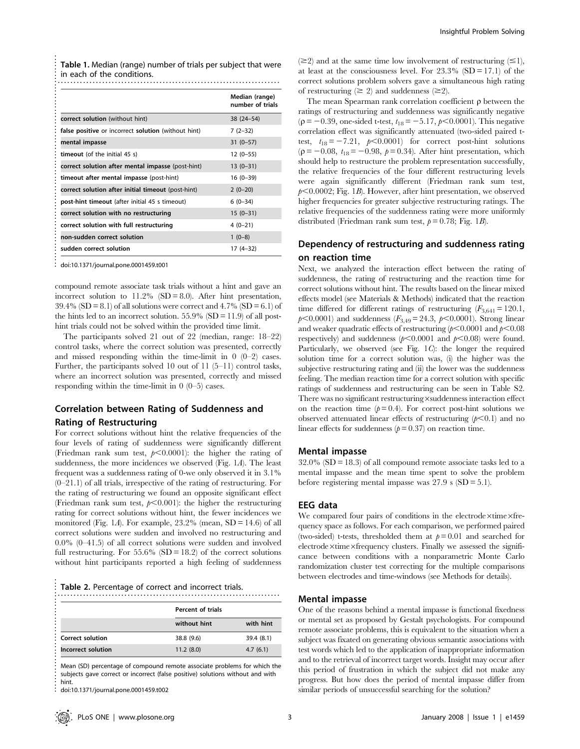**Table 1.** Median (range) number of trials per subject that were in each of the conditions.

| | Median (range) number of trials |
|---|---|
| **correct solution** (without hint) | 38 (24–54) |
| **false positive** or incorrect **solution** (without hint) | 7 (2–32) |
| **mental impasse** | 31 (0–57) |
| **timeout** (of the initial 45 s) | 12 (0–55) |
| **correct solution after mental impasse** (post-hint) | 13 (0–31) |
| **timeout after mental impasse** (post-hint) | 16 (0–39) |
| **correct solution after initial timeout** (post-hint) | 2 (0–20) |
| **post-hint timeout** (after initial 45 s timeout) | 6 (0–34) |
| **correct solution with no restructuring** | 15 (0–31) |
| **correct solution with full restructuring** | 4 (0–21) |
| **non-sudden correct solution** | 1 (0–8) |
| **sudden correct solution** | 17 (4–32) |

doi:10.1371/journal.pone.0001459.t001

compound remote associate task trials without a hint and gave an incorrect solution to 11.2% (SD = 8.0). After hint presentation, 39.4% (SD = 8.1) of all solutions were correct and 4.7% (SD = 6.1) of the hints led to an incorrect solution. 55.9% (SD = 11.9) of all post-hint trials could not be solved within the provided time limit.

The participants solved 21 out of 22 (median, range: 18–22) control tasks, where the correct solution was presented, correctly and missed responding within the time-limit in 0 (0–2) cases. Further, the participants solved 10 out of 11 (5–11) control tasks, where an incorrect solution was presented, correctly and missed responding within the time-limit in 0 (0–5) cases.

## Correlation between Rating of Suddenness and Rating of Restructuring

For correct solutions without hint the relative frequencies of the four levels of rating of suddenness were significantly different (Friedman rank sum test, $p<0.0001$): the higher the rating of suddenness, the more incidences we observed (Fig. 1*A*). The least frequent was a suddenness rating of 0-we only observed it in 3.1% (0–21.1) of all trials, irrespective of the rating of restructuring. For the rating of restructuring we found an opposite significant effect (Friedman rank sum test, $p<0.001$): the higher the restructuring rating for correct solutions without hint, the fewer incidences we monitored (Fig. 1*A*). For example, 23.2% (mean, SD = 14.6) of all correct solutions were sudden and involved no restructuring and 0.0% (0–41.5) of all correct solutions were sudden and involved full restructuring. For 55.6% (SD = 18.2) of the correct solutions without hint participants reported a high feeling of suddenness ($\geq$2) and at the same time low involvement of restructuring ($\leq$1), at least at the consciousness level. For 23.3% (SD = 17.1) of the correct solutions problem solvers gave a simultaneous high rating of restructuring ($\geq$ 2) and suddenness ($\geq$2).

**Table 2.** Percentage of correct and incorrect trials.

| | Percent of trials | |
|---|---|---|
| | without hint | with hint |
| Correct solution | 38.8 (9.6) | 39.4 (8.1) |
| Incorrect solution | 11.2 (8.0) | 4.7 (6.1) |

Mean (SD) percentage of compound remote associate problems for which the subjects gave correct or incorrect (false positive) solutions without and with hint.

doi:10.1371/journal.pone.0001459.t002

The mean Spearman rank correlation coefficient ρ between the ratings of restructuring and suddenness was significantly negative ($\rho = -0.39$, one-sided t-test, $t_{18} = -5.17$, $p<0.0001$). This negative correlation effect was significantly attenuated (two-sided paired t-test, $t_{18} = -7.21$, $p<0.0001$) for correct post-hint solutions ($\rho = -0.08$, $t_{18} = -0.98$, $p = 0.34$). After hint presentation, which should help to restructure the problem representation successfully, the relative frequencies of the four different restructuring levels were again significantly different (Friedman rank sum test, $p<0.0002$; Fig. 1*B*). However, after hint presentation, we observed higher frequencies for greater subjective restructuring ratings. The relative frequencies of the suddenness rating were more uniformly distributed (Friedman rank sum test, $p = 0.78$; Fig. 1*B*).

## Dependency of restructuring and suddenness rating on reaction time

Next, we analyzed the interaction effect between the rating of suddenness, the rating of restructuring and the reaction time for correct solutions without hint. The results based on the linear mixed effects model (see Materials & Methods) indicated that the reaction time differed for different ratings of restructuring ($F_{3,641} = 120.1$, $p<0.0001$) and suddenness ($F_{3,49} = 24.3$, $p<0.0001$). Strong linear and weaker quadratic effects of restructuring ($p<0.0001$ and $p<0.08$ respectively) and suddenness ($p<0.0001$ and $p<0.08$) were found. Particularly, we observed (see Fig. 1*C*): the longer the required solution time for a correct solution was, (i) the higher was the subjective restructuring rating and (ii) the lower was the suddenness feeling. The median reaction time for a correct solution with specific ratings of suddenness and restructuring can be seen in Table S2. There was no significant restructuring×suddenness interaction effect on the reaction time ($p = 0.4$). For correct post-hint solutions we observed attenuated linear effects of restructuring ($p<0.1$) and no linear effects for suddenness ($p = 0.37$) on reaction time.

## Mental impasse

32.0% (SD = 18.3) of all compound remote associate tasks led to a mental impasse and the mean time spent to solve the problem before registering mental impasse was 27.9 s (SD = 5.1).

## EEG data

We compared four pairs of conditions in the electrode×time×frequency space as follows. For each comparison, we performed paired (two-sided) t-tests, thresholded them at $p = 0.01$ and searched for electrode×time×frequency clusters. Finally we assessed the significance between conditions with a nonparametric Monte Carlo randomization cluster test correcting for the multiple comparisons between electrodes and time-windows (see Methods for details).

## Mental impasse

One of the reasons behind a mental impasse is functional fixedness or mental set as proposed by Gestalt psychologists. For compound remote associate problems, this is equivalent to the situation when a subject was fixated on generating obvious semantic associations with test words which led to the application of inappropriate information and to the retrieval of incorrect target words. Insight may occur after this period of frustration in which the subject did not make any progress. But how does the period of mental impasse differ from similar periods of unsuccessful searching for the solution?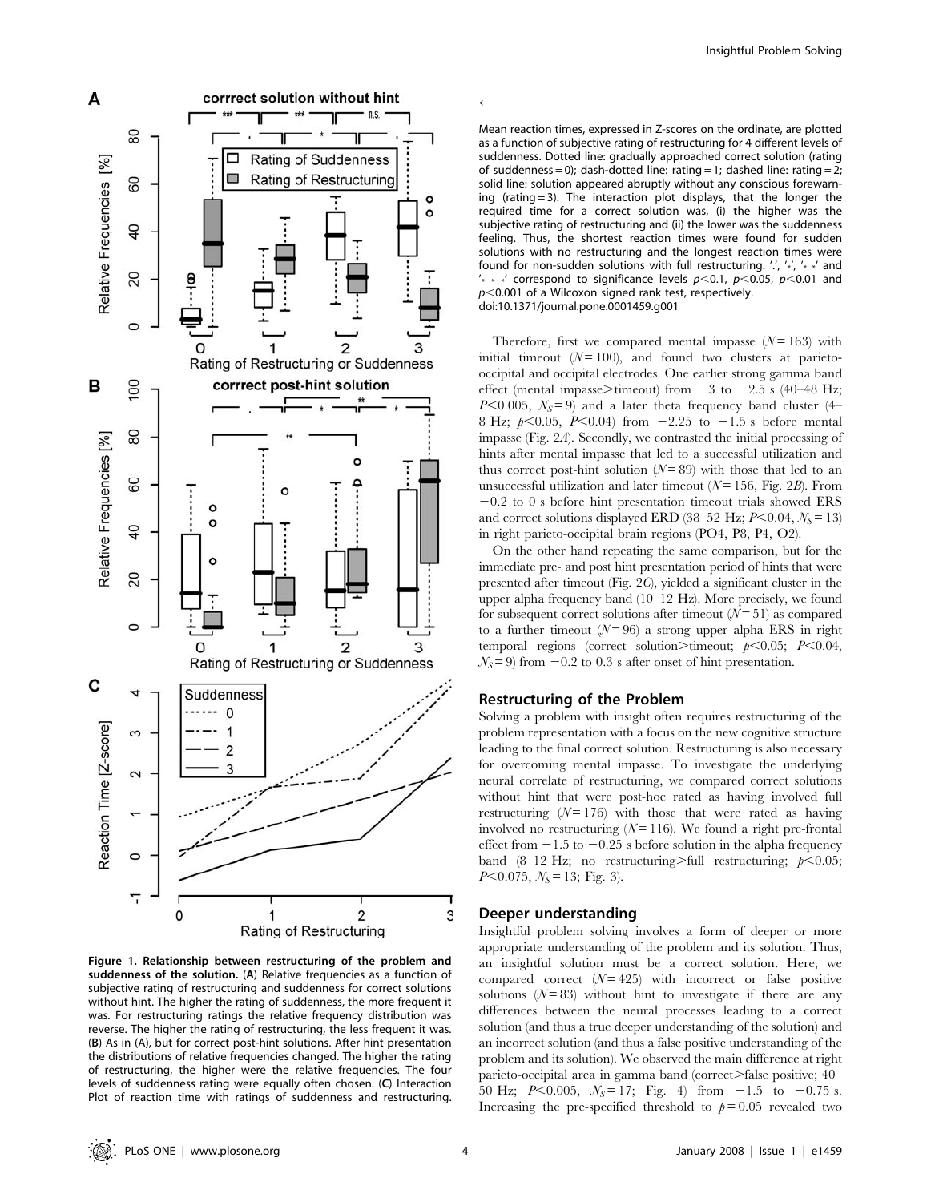**Figure 1. Relationship between restructuring of the problem and suddenness of the solution.** (**A**) Relative frequencies as a function of subjective rating of restructuring and suddenness for correct solutions without hint. The higher the rating of suddenness, the more frequent it was. For restructuring ratings the relative frequency distribution was reverse. The higher the rating of restructuring, the less frequent it was. (**B**) As in (A), but for correct post-hint solutions. After hint presentation the distributions of relative frequencies changed. The higher the rating of restructuring, the higher were the relative frequencies. The four levels of suddenness rating were equally often chosen. (**C**) Interaction Plot of reaction time with ratings of suddenness and restructuring. Mean reaction times, expressed in Z-scores on the ordinate, are plotted as a function of subjective rating of restructuring for 4 different levels of suddenness. Dotted line: gradually approached correct solution (rating of suddenness = 0); dash-dotted line: rating = 1; dashed line: rating = 2; solid line: solution appeared abruptly without any conscious forewarning (rating = 3). The interaction plot displays, that the longer the required time for a correct solution was, (i) the higher was the subjective rating of restructuring and (ii) the lower was the suddenness feeling. Thus, the shortest reaction times were found for sudden solutions with no restructuring and the longest reaction times were found for non-sudden solutions with full restructuring. '.', '*', '* *' and '* * *' correspond to significance levels $p<0.1$, $p<0.05$, $p<0.01$ and $p<0.001$ of a Wilcoxon signed rank test, respectively.
doi:10.1371/journal.pone.0001459.g001

Therefore, first we compared mental impasse ($N = 163$) with initial timeout ($N = 100$), and found two clusters at parieto-occipital and occipital electrodes. One earlier strong gamma band effect (mental impasse>timeout) from −3 to −2.5 s (40–48 Hz; $P<0.005$, $N_S = 9$) and a later theta frequency band cluster (4–8 Hz; $p<0.05$, $P<0.04$) from −2.25 to −1.5 s before mental impasse (Fig. 2*A*). Secondly, we contrasted the initial processing of hints after mental impasse that led to a successful utilization and thus correct post-hint solution ($N = 89$) with those that led to an unsuccessful utilization and later timeout ($N = 156$, Fig. 2*B*). From −0.2 to 0 s before hint presentation timeout trials showed ERS and correct solutions displayed ERD (38–52 Hz; $P<0.04$, $N_S = 13$) in right parieto-occipital brain regions (PO4, P8, P4, O2).

On the other hand repeating the same comparison, but for the immediate pre- and post hint presentation period of hints that were presented after timeout (Fig. 2*C*), yielded a significant cluster in the upper alpha frequency band (10–12 Hz). More precisely, we found for subsequent correct solutions after timeout ($N = 51$) as compared to a further timeout ($N = 96$) a strong upper alpha ERS in right temporal regions (correct solution>timeout; $p<0.05$; $P<0.04$, $N_S = 9$) from −0.2 to 0.3 s after onset of hint presentation.

## Restructuring of the Problem

Solving a problem with insight often requires restructuring of the problem representation with a focus on the new cognitive structure leading to the final correct solution. Restructuring is also necessary for overcoming mental impasse. To investigate the underlying neural correlate of restructuring, we compared correct solutions without hint that were post-hoc rated as having involved full restructuring ($N = 176$) with those that were rated as having involved no restructuring ($N = 116$). We found a right pre-frontal effect from −1.5 to −0.25 s before solution in the alpha frequency band (8–12 Hz; no restructuring>full restructuring; $p<0.05$; $P<0.075$, $N_S = 13$; Fig. 3).

## Deeper understanding

Insightful problem solving involves a form of deeper or more appropriate understanding of the problem and its solution. Thus, an insightful solution must be a correct solution. Here, we compared correct ($N = 425$) with incorrect or false positive solutions ($N = 83$) without hint to investigate if there are any differences between the neural processes leading to a correct solution (and thus a true deeper understanding of the solution) and an incorrect solution (and thus a false positive understanding of the problem and its solution). We observed the main difference at right parieto-occipital area in gamma band (correct>false positive; 40–50 Hz; $P<0.005$, $N_S = 17$; Fig. 4) from −1.5 to −0.75 s. Increasing the pre-specified threshold to $p = 0.05$ revealed two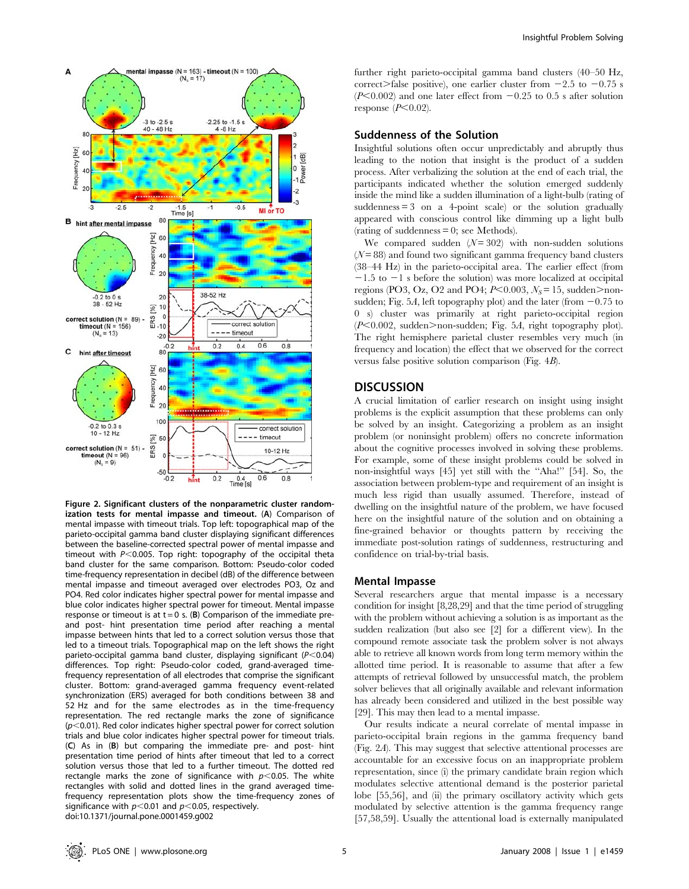**Figure 2. Significant clusters of the nonparametric cluster randomization tests for mental impasse and timeout.** (**A**) Comparison of mental impasse with timeout trials. Top left: topographical map of the parieto-occipital gamma band cluster displaying significant differences between the baseline-corrected spectral power of mental impasse and timeout with $P<0.005$. Top right: topography of the occipital theta band cluster for the same comparison. Bottom: Pseudo-color coded time-frequency representation in decibel (dB) of the difference between mental impasse and timeout averaged over electrodes PO3, Oz and PO4. Red color indicates higher spectral power for mental impasse and blue color indicates higher spectral power for timeout. Mental impasse response or timeout is at t = 0 s. (**B**) Comparison of the immediate pre- and post- hint presentation time period after reaching a mental impasse between hints that led to a correct solution versus those that led to a timeout trials. Topographical map on the left shows the right parieto-occipital gamma band cluster, displaying significant ($P<0.04$) differences. Top right: Pseudo-color coded, grand-averaged time-frequency representation of all electrodes that comprise the significant cluster. Bottom: grand-averaged gamma frequency event-related synchronization (ERS) averaged for both conditions between 38 and 52 Hz and for the same electrodes as in the time-frequency representation. The red rectangle marks the zone of significance ($p<0.01$). Red color indicates higher spectral power for correct solution trials and blue color indicates higher spectral power for timeout trials. (**C**) As in (**B**) but comparing the immediate pre- and post- hint presentation time period of hints after timeout that led to a correct solution versus those that led to a further timeout. The dotted red rectangle marks the zone of significance with $p<0.05$. The white rectangles with solid and dotted lines in the grand averaged time-frequency representation plots show the time-frequency zones of significance with $p<0.01$ and $p<0.05$, respectively.
doi:10.1371/journal.pone.0001459.g002

further right parieto-occipital gamma band clusters (40–50 Hz, correct>false positive), one earlier cluster from −2.5 to −0.75 s ($P<0.002$) and one later effect from −0.25 to 0.5 s after solution response ($P<0.02$).

## Suddenness of the Solution

Insightful solutions often occur unpredictably and abruptly thus leading to the notion that insight is the product of a sudden process. After verbalizing the solution at the end of each trial, the participants indicated whether the solution emerged suddenly inside the mind like a sudden illumination of a light-bulb (rating of suddenness = 3 on a 4-point scale) or the solution gradually appeared with conscious control like dimming up a light bulb (rating of suddenness = 0; see Methods).

We compared sudden ($N=302$) with non-sudden solutions ($N=88$) and found two significant gamma frequency band clusters (38–44 Hz) in the parieto-occipital area. The earlier effect (from −1.5 to −1 s before the solution) was more localized at occipital regions (PO3, Oz, O2 and PO4; $P<0.003$, $N_S=15$, sudden>non-sudden; Fig. 5*A*, left topography plot) and the later (from −0.75 to 0 s) cluster was primarily at right parieto-occipital region ($P<0.002$, sudden>non-sudden; Fig. 5*A*, right topography plot). The right hemisphere parietal cluster resembles very much (in frequency and location) the effect that we observed for the correct versus false positive solution comparison (Fig. 4*B*).

# DISCUSSION

A crucial limitation of earlier research on insight using insight problems is the explicit assumption that these problems can only be solved by an insight. Categorizing a problem as an insight problem (or noninsight problem) offers no concrete information about the cognitive processes involved in solving these problems. For example, some of these insight problems could be solved in non-insightful ways [45] yet still with the "Aha!" [54]. So, the association between problem-type and requirement of an insight is much less rigid than usually assumed. Therefore, instead of dwelling on the insightful nature of the problem, we have focused here on the insightful nature of the solution and on obtaining a fine-grained behavior or thoughts pattern by receiving the immediate post-solution ratings of suddenness, restructuring and confidence on trial-by-trial basis.

## Mental Impasse

Several researchers argue that mental impasse is a necessary condition for insight [8,28,29] and that the time period of struggling with the problem without achieving a solution is as important as the sudden realization (but also see [2] for a different view). In the compound remote associate task the problem solver is not always able to retrieve all known words from long term memory within the allotted time period. It is reasonable to assume that after a few attempts of retrieval followed by unsuccessful match, the problem solver believes that all originally available and relevant information has already been considered and utilized in the best possible way [29]. This may then lead to a mental impasse.

Our results indicate a neural correlate of mental impasse in parieto-occipital brain regions in the gamma frequency band (Fig. 2*A*). This may suggest that selective attentional processes are accountable for an excessive focus on an inappropriate problem representation, since (i) the primary candidate brain region which modulates selective attentional demand is the posterior parietal lobe [55,56], and (ii) the primary oscillatory activity which gets modulated by selective attention is the gamma frequency range [57,58,59]. Usually the attentional load is externally manipulated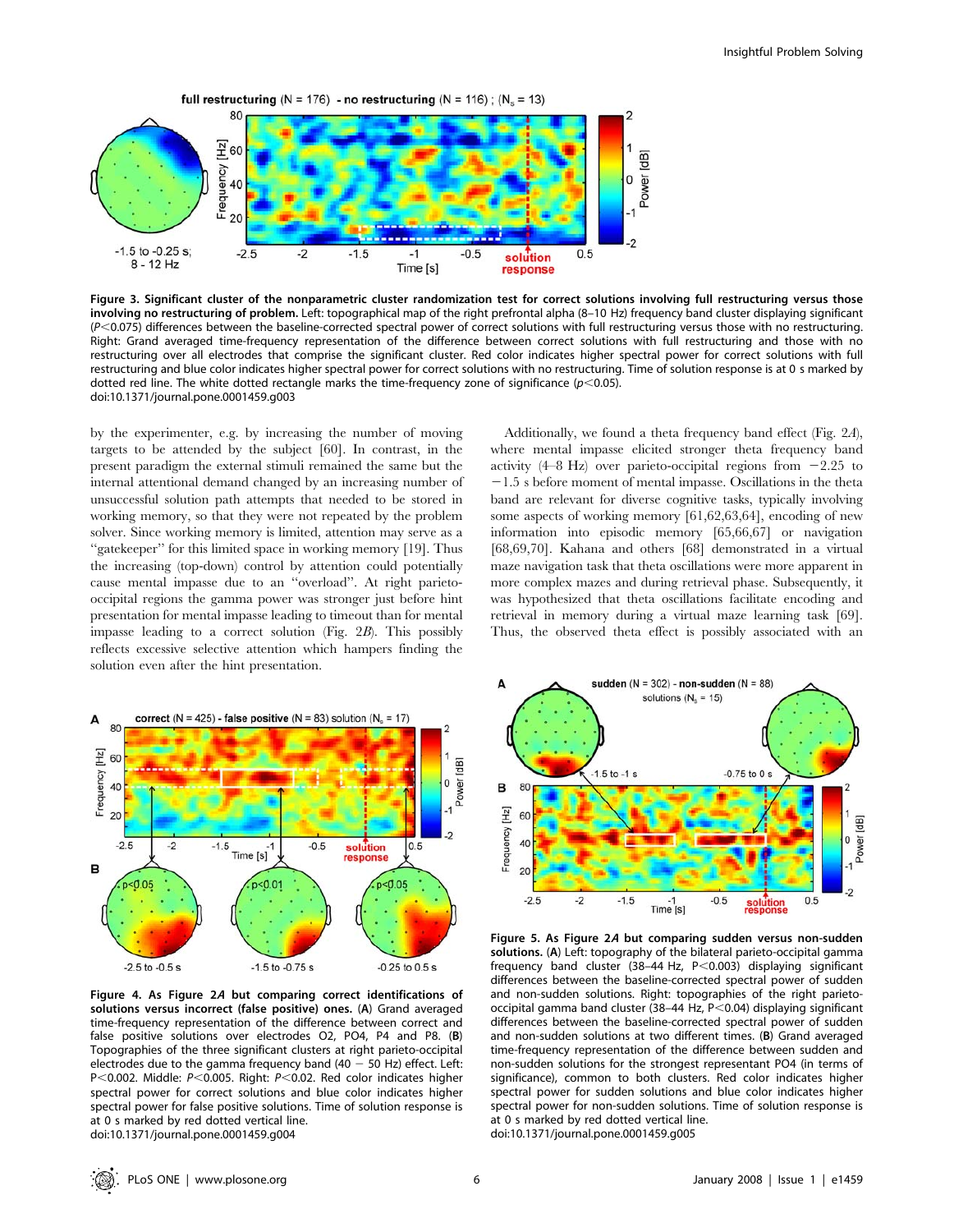**Figure 3. Significant cluster of the nonparametric cluster randomization test for correct solutions involving full restructuring versus those involving no restructuring of problem.** Left: topographical map of the right prefrontal alpha (8–10 Hz) frequency band cluster displaying significant ($P<0.075$) differences between the baseline-corrected spectral power of correct solutions with full restructuring versus those with no restructuring. Right: Grand averaged time-frequency representation of the difference between correct solutions with full restructuring and those with no restructuring over all electrodes that comprise the significant cluster. Red color indicates higher spectral power for correct solutions with full restructuring and blue color indicates higher spectral power for correct solutions with no restructuring. Time of solution response is at 0 s marked by dotted red line. The white dotted rectangle marks the time-frequency zone of significance ($p<0.05$).
doi:10.1371/journal.pone.0001459.g003

by the experimenter, e.g. by increasing the number of moving targets to be attended by the subject [60]. In contrast, in the present paradigm the external stimuli remained the same but the internal attentional demand changed by an increasing number of unsuccessful solution path attempts that needed to be stored in working memory, so that they were not repeated by the problem solver. Since working memory is limited, attention may serve as a "gatekeeper" for this limited space in working memory [19]. Thus the increasing (top-down) control by attention could potentially cause mental impasse due to an "overload". At right parieto-occipital regions the gamma power was stronger just before hint presentation for mental impasse leading to timeout than for mental impasse leading to a correct solution (Fig. 2*B*). This possibly reflects excessive selective attention which hampers finding the solution even after the hint presentation.

Additionally, we found a theta frequency band effect (Fig. 2*A*), where mental impasse elicited stronger theta frequency band activity (4–8 Hz) over parieto-occipital regions from −2.25 to −1.5 s before moment of mental impasse. Oscillations in the theta band are relevant for diverse cognitive tasks, typically involving some aspects of working memory [61,62,63,64], encoding of new information into episodic memory [65,66,67] or navigation [68,69,70]. Kahana and others [68] demonstrated in a virtual maze navigation task that theta oscillations were more apparent in more complex mazes and during retrieval phase. Subsequently, it was hypothesized that theta oscillations facilitate encoding and retrieval in memory during a virtual maze learning task [69]. Thus, the observed theta effect is possibly associated with an

**Figure 4. As Figure 2*A* but comparing correct identifications of solutions versus incorrect (false positive) ones.** (**A**) Grand averaged time-frequency representation of the difference between correct and false positive solutions over electrodes O2, PO4, P4 and P8. (**B**) Topographies of the three significant clusters at right parieto-occipital electrodes due to the gamma frequency band (40 − 50 Hz) effect. Left: $P<0.002$. Middle: $P<0.005$. Right: $P<0.02$. Red color indicates higher spectral power for correct solutions and blue color indicates higher spectral power for false positive solutions. Time of solution response is at 0 s marked by red dotted vertical line.
doi:10.1371/journal.pone.0001459.g004

**Figure 5. As Figure 2*A* but comparing sudden versus non-sudden solutions.** (**A**) Left: topography of the bilateral parieto-occipital gamma frequency band cluster (38–44 Hz, $P<0.003$) displaying significant differences between the baseline-corrected spectral power of sudden and non-sudden solutions. Right: topographies of the right parieto-occipital gamma band cluster (38–44 Hz, $P<0.04$) displaying significant differences between the baseline-corrected spectral power of sudden and non-sudden solutions at two different times. (**B**) Grand averaged time-frequency representation of the difference between sudden and non-sudden solutions for the strongest representant PO4 (in terms of significance), common to both clusters. Red color indicates higher spectral power for sudden solutions and blue color indicates higher spectral power for non-sudden solutions. Time of solution response is at 0 s marked by red dotted vertical line.
doi:10.1371/journal.pone.0001459.g005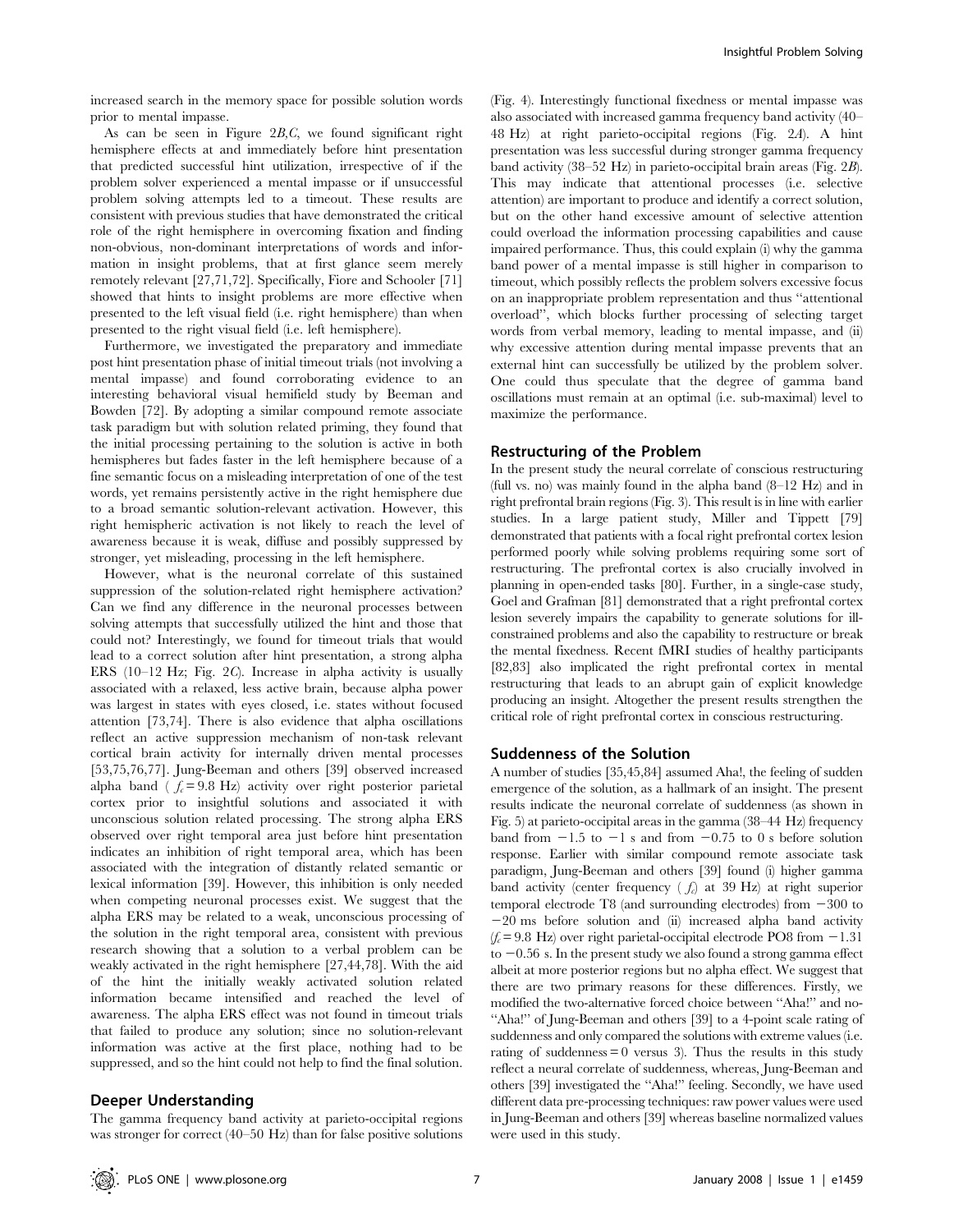increased search in the memory space for possible solution words prior to mental impasse.

As can be seen in Figure 2B,C, we found significant right hemisphere effects at and immediately before hint presentation that predicted successful hint utilization, irrespective of if the problem solver experienced a mental impasse or if unsuccessful problem solving attempts led to a timeout. These results are consistent with previous studies that have demonstrated the critical role of the right hemisphere in overcoming fixation and finding non-obvious, non-dominant interpretations of words and information in insight problems, that at first glance seem merely remotely relevant [27,71,72]. Specifically, Fiore and Schooler [71] showed that hints to insight problems are more effective when presented to the left visual field (i.e. right hemisphere) than when presented to the right visual field (i.e. left hemisphere).

Furthermore, we investigated the preparatory and immediate post hint presentation phase of initial timeout trials (not involving a mental impasse) and found corroborating evidence to an interesting behavioral visual hemifield study by Beeman and Bowden [72]. By adopting a similar compound remote associate task paradigm but with solution related priming, they found that the initial processing pertaining to the solution is active in both hemispheres but fades faster in the left hemisphere because of a fine semantic focus on a misleading interpretation of one of the test words, yet remains persistently active in the right hemisphere due to a broad semantic solution-relevant activation. However, this right hemispheric activation is not likely to reach the level of awareness because it is weak, diffuse and possibly suppressed by stronger, yet misleading, processing in the left hemisphere.

However, what is the neuronal correlate of this sustained suppression of the solution-related right hemisphere activation? Can we find any difference in the neuronal processes between solving attempts that successfully utilized the hint and those that could not? Interestingly, we found for timeout trials that would lead to a correct solution after hint presentation, a strong alpha ERS (10–12 Hz; Fig. 2C). Increase in alpha activity is usually associated with a relaxed, less active brain, because alpha power was largest in states with eyes closed, i.e. states without focused attention [73,74]. There is also evidence that alpha oscillations reflect an active suppression mechanism of non-task relevant cortical brain activity for internally driven mental processes [53,75,76,77]. Jung-Beeman and others [39] observed increased alpha band ( $f_c = 9.8$ Hz) activity over right posterior parietal cortex prior to insightful solutions and associated it with unconscious solution related processing. The strong alpha ERS observed over right temporal area just before hint presentation indicates an inhibition of right temporal area, which has been associated with the integration of distantly related semantic or lexical information [39]. However, this inhibition is only needed when competing neuronal processes exist. We suggest that the alpha ERS may be related to a weak, unconscious processing of the solution in the right temporal area, consistent with previous research showing that a solution to a verbal problem can be weakly activated in the right hemisphere [27,44,78]. With the aid of the hint the initially weakly activated solution related information became intensified and reached the level of awareness. The alpha ERS effect was not found in timeout trials that failed to produce any solution; since no solution-relevant information was active at the first place, nothing had to be suppressed, and so the hint could not help to find the final solution.

## Deeper Understanding

The gamma frequency band activity at parieto-occipital regions was stronger for correct (40–50 Hz) than for false positive solutions (Fig. 4). Interestingly functional fixedness or mental impasse was also associated with increased gamma frequency band activity (40–48 Hz) at right parieto-occipital regions (Fig. 2A). A hint presentation was less successful during stronger gamma frequency band activity (38–52 Hz) in parieto-occipital brain areas (Fig. 2B). This may indicate that attentional processes (i.e. selective attention) are important to produce and identify a correct solution, but on the other hand excessive amount of selective attention could overload the information processing capabilities and cause impaired performance. Thus, this could explain (i) why the gamma band power of a mental impasse is still higher in comparison to timeout, which possibly reflects the problem solvers excessive focus on an inappropriate problem representation and thus "attentional overload", which blocks further processing of selecting target words from verbal memory, leading to mental impasse, and (ii) why excessive attention during mental impasse prevents that an external hint can successfully be utilized by the problem solver. One could thus speculate that the degree of gamma band oscillations must remain at an optimal (i.e. sub-maximal) level to maximize the performance.

## Restructuring of the Problem

In the present study the neural correlate of conscious restructuring (full vs. no) was mainly found in the alpha band (8–12 Hz) and in right prefrontal brain regions (Fig. 3). This result is in line with earlier studies. In a large patient study, Miller and Tippett [79] demonstrated that patients with a focal right prefrontal cortex lesion performed poorly while solving problems requiring some sort of restructuring. The prefrontal cortex is also crucially involved in planning in open-ended tasks [80]. Further, in a single-case study, Goel and Grafman [81] demonstrated that a right prefrontal cortex lesion severely impairs the capability to generate solutions for ill-constrained problems and also the capability to restructure or break the mental fixedness. Recent fMRI studies of healthy participants [82,83] also implicated the right prefrontal cortex in mental restructuring that leads to an abrupt gain of explicit knowledge producing an insight. Altogether the present results strengthen the critical role of right prefrontal cortex in conscious restructuring.

## Suddenness of the Solution

A number of studies [35,45,84] assumed Aha!, the feeling of sudden emergence of the solution, as a hallmark of an insight. The present results indicate the neuronal correlate of suddenness (as shown in Fig. 5) at parieto-occipital areas in the gamma (38–44 Hz) frequency band from $-1.5$ to $-1$ s and from $-0.75$ to 0 s before solution response. Earlier with similar compound remote associate task paradigm, Jung-Beeman and others [39] found (i) higher gamma band activity (center frequency ( $f_c$) at 39 Hz) at right superior temporal electrode T8 (and surrounding electrodes) from $-300$ to $-20$ ms before solution and (ii) increased alpha band activity ($f_c = 9.8$ Hz) over right parietal-occipital electrode PO8 from $-1.31$ to $-0.56$ s. In the present study we also found a strong gamma effect albeit at more posterior regions but no alpha effect. We suggest that there are two primary reasons for these differences. Firstly, we modified the two-alternative forced choice between "Aha!" and no-"Aha!" of Jung-Beeman and others [39] to a 4-point scale rating of suddenness and only compared the solutions with extreme values (i.e. rating of suddenness = 0 versus 3). Thus the results in this study reflect a neural correlate of suddenness, whereas, Jung-Beeman and others [39] investigated the "Aha!" feeling. Secondly, we have used different data pre-processing techniques: raw power values were used in Jung-Beeman and others [39] whereas baseline normalized values were used in this study.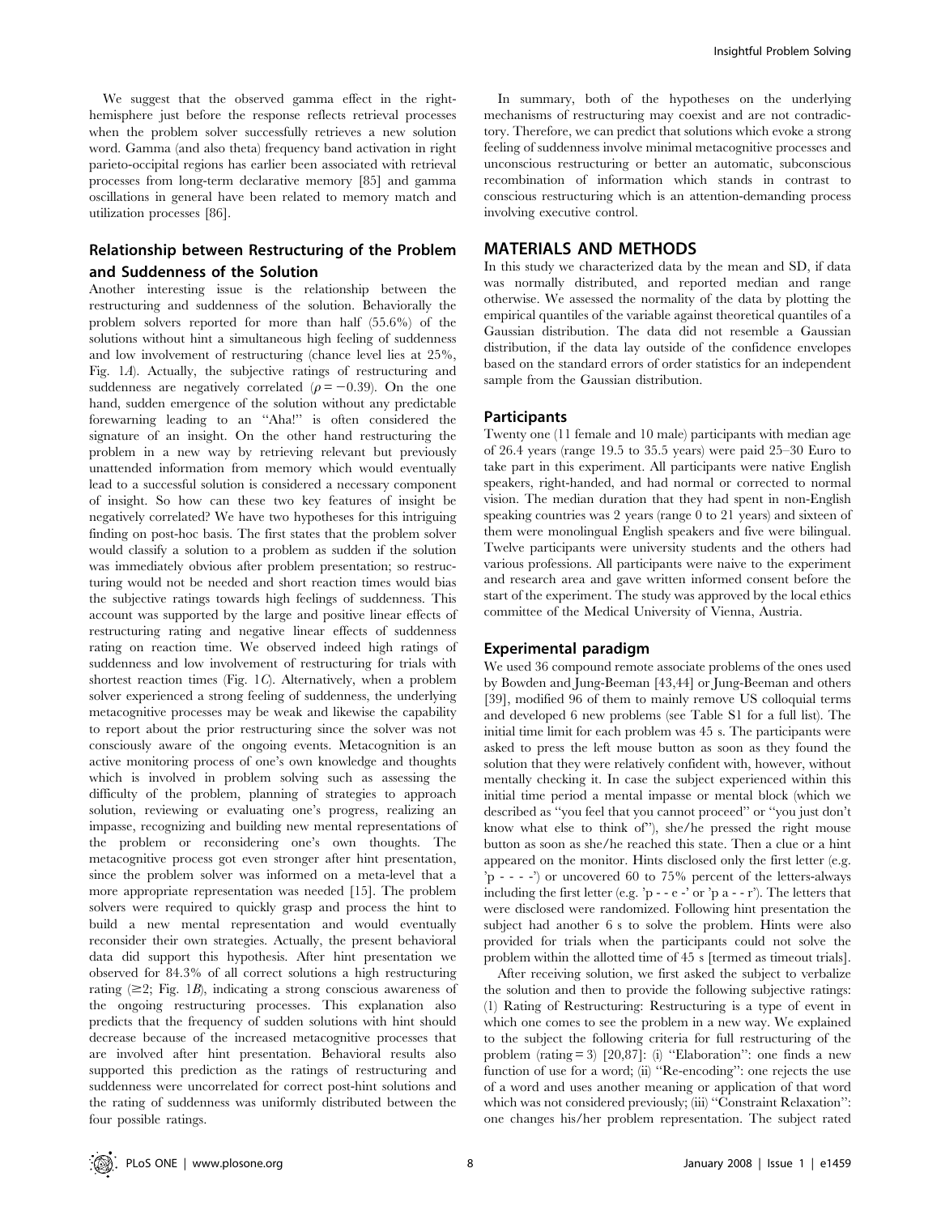We suggest that the observed gamma effect in the right-hemisphere just before the response reflects retrieval processes when the problem solver successfully retrieves a new solution word. Gamma (and also theta) frequency band activation in right parieto-occipital regions has earlier been associated with retrieval processes from long-term declarative memory [85] and gamma oscillations in general have been related to memory match and utilization processes [86].

## Relationship between Restructuring of the Problem and Suddenness of the Solution

Another interesting issue is the relationship between the restructuring and suddenness of the solution. Behaviorally the problem solvers reported for more than half (55.6%) of the solutions without hint a simultaneous high feeling of suddenness and low involvement of restructuring (chance level lies at 25%, Fig. 1*A*). Actually, the subjective ratings of restructuring and suddenness are negatively correlated ($\rho = -0.39$). On the one hand, sudden emergence of the solution without any predictable forewarning leading to an "Aha!" is often considered the signature of an insight. On the other hand restructuring the problem in a new way by retrieving relevant but previously unattended information from memory which would eventually lead to a successful solution is considered a necessary component of insight. So how can these two key features of insight be negatively correlated? We have two hypotheses for this intriguing finding on post-hoc basis. The first states that the problem solver would classify a solution to a problem as sudden if the solution was immediately obvious after problem presentation; so restructuring would not be needed and short reaction times would bias the subjective ratings towards high feelings of suddenness. This account was supported by the large and positive linear effects of restructuring rating and negative linear effects of suddenness rating on reaction time. We observed indeed high ratings of suddenness and low involvement of restructuring for trials with shortest reaction times (Fig. 1*C*). Alternatively, when a problem solver experienced a strong feeling of suddenness, the underlying metacognitive processes may be weak and likewise the capability to report about the prior restructuring since the solver was not consciously aware of the ongoing events. Metacognition is an active monitoring process of one's own knowledge and thoughts which is involved in problem solving such as assessing the difficulty of the problem, planning of strategies to approach solution, reviewing or evaluating one's progress, realizing an impasse, recognizing and building new mental representations of the problem or reconsidering one's own thoughts. The metacognitive process got even stronger after hint presentation, since the problem solver was informed on a meta-level that a more appropriate representation was needed [15]. The problem solvers were required to quickly grasp and process the hint to build a new mental representation and would eventually reconsider their own strategies. Actually, the present behavioral data did support this hypothesis. After hint presentation we observed for 84.3% of all correct solutions a high restructuring rating ($\geq 2$; Fig. 1*B*), indicating a strong conscious awareness of the ongoing restructuring processes. This explanation also predicts that the frequency of sudden solutions with hint should decrease because of the increased metacognitive processes that are involved after hint presentation. Behavioral results also supported this prediction as the ratings of restructuring and suddenness were uncorrelated for correct post-hint solutions and the rating of suddenness was uniformly distributed between the four possible ratings.

In summary, both of the hypotheses on the underlying mechanisms of restructuring may coexist and are not contradictory. Therefore, we can predict that solutions which evoke a strong feeling of suddenness involve minimal metacognitive processes and unconscious restructuring or better an automatic, subconscious recombination of information which stands in contrast to conscious restructuring which is an attention-demanding process involving executive control.

# MATERIALS AND METHODS

In this study we characterized data by the mean and SD, if data was normally distributed, and reported median and range otherwise. We assessed the normality of the data by plotting the empirical quantiles of the variable against theoretical quantiles of a Gaussian distribution. The data did not resemble a Gaussian distribution, if the data lay outside of the confidence envelopes based on the standard errors of order statistics for an independent sample from the Gaussian distribution.

## Participants

Twenty one (11 female and 10 male) participants with median age of 26.4 years (range 19.5 to 35.5 years) were paid 25–30 Euro to take part in this experiment. All participants were native English speakers, right-handed, and had normal or corrected to normal vision. The median duration that they had spent in non-English speaking countries was 2 years (range 0 to 21 years) and sixteen of them were monolingual English speakers and five were bilingual. Twelve participants were university students and the others had various professions. All participants were naive to the experiment and research area and gave written informed consent before the start of the experiment. The study was approved by the local ethics committee of the Medical University of Vienna, Austria.

## Experimental paradigm

We used 36 compound remote associate problems of the ones used by Bowden and Jung-Beeman [43,44] or Jung-Beeman and others [39], modified 96 of them to mainly remove US colloquial terms and developed 6 new problems (see Table S1 for a full list). The initial time limit for each problem was 45 s. The participants were asked to press the left mouse button as soon as they found the solution that they were relatively confident with, however, without mentally checking it. In case the subject experienced within this initial time period a mental impasse or mental block (which we described as "you feel that you cannot proceed" or "you just don't know what else to think of"), she/he pressed the right mouse button as soon as she/he reached this state. Then a clue or a hint appeared on the monitor. Hints disclosed only the first letter (e.g. 'p - - - -') or uncovered 60 to 75% percent of the letters-always including the first letter (e.g. 'p - - e -' or 'p a - - r'). The letters that were disclosed were randomized. Following hint presentation the subject had another 6 s to solve the problem. Hints were also provided for trials when the participants could not solve the problem within the allotted time of 45 s [termed as timeout trials].

After receiving solution, we first asked the subject to verbalize the solution and then to provide the following subjective ratings: (1) Rating of Restructuring: Restructuring is a type of event in which one comes to see the problem in a new way. We explained to the subject the following criteria for full restructuring of the problem (rating = 3) [20,87]: (i) "Elaboration": one finds a new function of use for a word; (ii) "Re-encoding": one rejects the use of a word and uses another meaning or application of that word which was not considered previously; (iii) "Constraint Relaxation": one changes his/her problem representation. The subject rated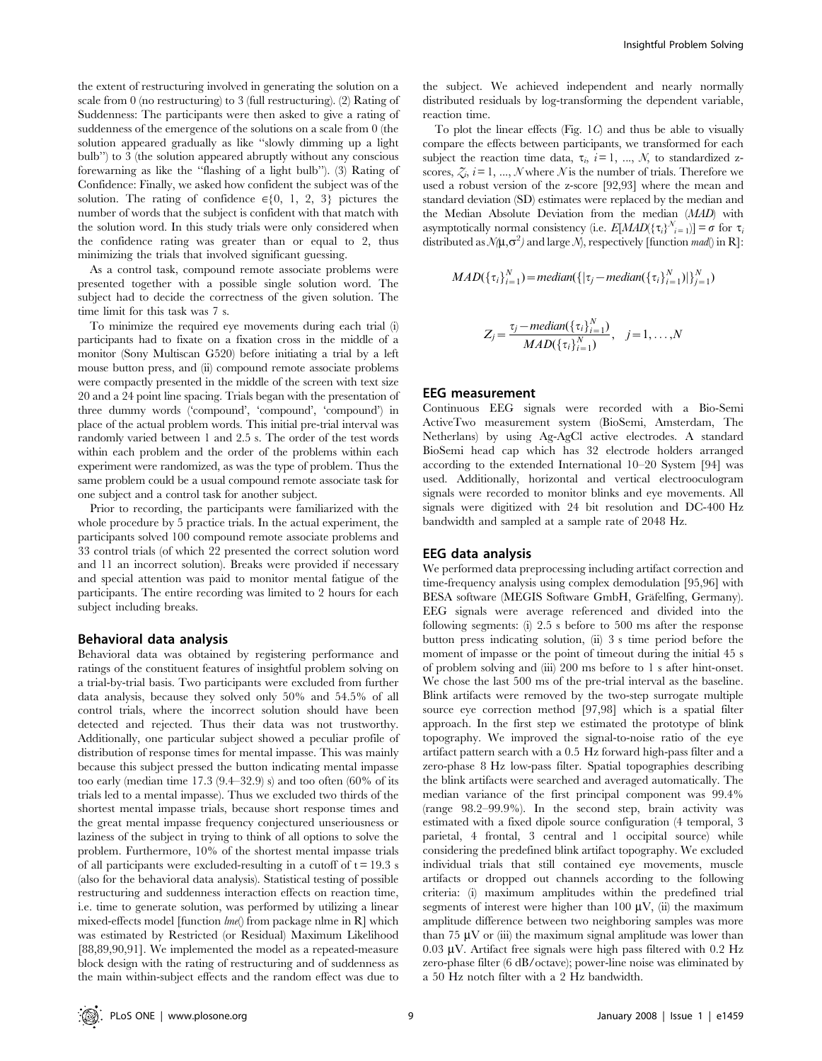the extent of restructuring involved in generating the solution on a scale from 0 (no restructuring) to 3 (full restructuring). (2) Rating of Suddenness: The participants were then asked to give a rating of suddenness of the emergence of the solutions on a scale from 0 (the solution appeared gradually as like "slowly dimming up a light bulb") to 3 (the solution appeared abruptly without any conscious forewarning as like the "flashing of a light bulb"). (3) Rating of Confidence: Finally, we asked how confident the subject was of the solution. The rating of confidence $\in\{0, 1, 2, 3\}$ pictures the number of words that the subject is confident with that match with the solution word. In this study trials were only considered when the confidence rating was greater than or equal to 2, thus minimizing the trials that involved significant guessing.

As a control task, compound remote associate problems were presented together with a possible single solution word. The subject had to decide the correctness of the given solution. The time limit for this task was 7 s.

To minimize the required eye movements during each trial (i) participants had to fixate on a fixation cross in the middle of a monitor (Sony Multiscan G520) before initiating a trial by a left mouse button press, and (ii) compound remote associate problems were compactly presented in the middle of the screen with text size 20 and a 24 point line spacing. Trials began with the presentation of three dummy words ('compound', 'compound', 'compound') in place of the actual problem words. This initial pre-trial interval was randomly varied between 1 and 2.5 s. The order of the test words within each problem and the order of the problems within each experiment were randomized, as was the type of problem. Thus the same problem could be a usual compound remote associate task for one subject and a control task for another subject.

Prior to recording, the participants were familiarized with the whole procedure by 5 practice trials. In the actual experiment, the participants solved 100 compound remote associate problems and 33 control trials (of which 22 presented the correct solution word and 11 an incorrect solution). Breaks were provided if necessary and special attention was paid to monitor mental fatigue of the participants. The entire recording was limited to 2 hours for each subject including breaks.

## Behavioral data analysis

Behavioral data was obtained by registering performance and ratings of the constituent features of insightful problem solving on a trial-by-trial basis. Two participants were excluded from further data analysis, because they solved only 50% and 54.5% of all control trials, where the incorrect solution should have been detected and rejected. Thus their data was not trustworthy. Additionally, one particular subject showed a peculiar profile of distribution of response times for mental impasse. This was mainly because this subject pressed the button indicating mental impasse too early (median time 17.3 (9.4–32.9) s) and too often (60% of its trials led to a mental impasse). Thus we excluded two thirds of the shortest mental impasse trials, because short response times and the great mental impasse frequency conjectured unseriousness or laziness of the subject in trying to think of all options to solve the problem. Furthermore, 10% of the shortest mental impasse trials of all participants were excluded-resulting in a cutoff of $t = 19.3$ s (also for the behavioral data analysis). Statistical testing of possible restructuring and suddenness interaction effects on reaction time, i.e. time to generate solution, was performed by utilizing a linear mixed-effects model [function *lme()* from package nlme in R] which was estimated by Restricted (or Residual) Maximum Likelihood [88,89,90,91]. We implemented the model as a repeated-measure block design with the rating of restructuring and of suddenness as the main within-subject effects and the random effect was due to the subject. We achieved independent and nearly normally distributed residuals by log-transforming the dependent variable, reaction time.

To plot the linear effects (Fig. 1C) and thus be able to visually compare the effects between participants, we transformed for each subject the reaction time data, $\tau_i$, $i = 1, \ldots, N$, to standardized z-scores, $Z_i$, $i = 1, \ldots, N$ where $N$ is the number of trials. Therefore we used a robust version of the z-score [92,93] where the mean and standard deviation (SD) estimates were replaced by the median and the Median Absolute Deviation from the median (*MAD*) with asymptotically normal consistency (i.e. $E[MAD(\{\tau_i\}_{i=1}^{N})] = \sigma$ for $\tau_i$ distributed as $N(\mu, \sigma^2)$ and large $N$), respectively [function *mad()* in R]:

$$MAD(\{\tau_i\}_{i=1}^{N}) = median(\{|\tau_j - median(\{\tau_i\}_{i=1}^{N})|\}_{j=1}^{N})$$

$$Z_j = \frac{\tau_j - median(\{\tau_i\}_{i=1}^{N})}{MAD(\{\tau_i\}_{i=1}^{N})}, \quad j = 1, \ldots, N$$

## EEG measurement

Continuous EEG signals were recorded with a Bio-Semi ActiveTwo measurement system (BioSemi, Amsterdam, The Netherlans) by using Ag-AgCl active electrodes. A standard BioSemi head cap which has 32 electrode holders arranged according to the extended International 10–20 System [94] was used. Additionally, horizontal and vertical electrooculogram signals were recorded to monitor blinks and eye movements. All signals were digitized with 24 bit resolution and DC-400 Hz bandwidth and sampled at a sample rate of 2048 Hz.

## EEG data analysis

We performed data preprocessing including artifact correction and time-frequency analysis using complex demodulation [95,96] with BESA software (MEGIS Software GmbH, Gräfelfing, Germany). EEG signals were average referenced and divided into the following segments: (i) 2.5 s before to 500 ms after the response button press indicating solution, (ii) 3 s time period before the moment of impasse or the point of timeout during the initial 45 s of problem solving and (iii) 200 ms before to 1 s after hint-onset. We chose the last 500 ms of the pre-trial interval as the baseline. Blink artifacts were removed by the two-step surrogate multiple source eye correction method [97,98] which is a spatial filter approach. In the first step we estimated the prototype of blink topography. We improved the signal-to-noise ratio of the eye artifact pattern search with a 0.5 Hz forward high-pass filter and a zero-phase 8 Hz low-pass filter. Spatial topographies describing the blink artifacts were searched and averaged automatically. The median variance of the first principal component was 99.4% (range 98.2–99.9%). In the second step, brain activity was estimated with a fixed dipole source configuration (4 temporal, 3 parietal, 4 frontal, 3 central and 1 occipital source) while considering the predefined blink artifact topography. We excluded individual trials that still contained eye movements, muscle artifacts or dropped out channels according to the following criteria: (i) maximum amplitudes within the predefined trial segments of interest were higher than 100 µV, (ii) the maximum amplitude difference between two neighboring samples was more than 75 µV or (iii) the maximum signal amplitude was lower than 0.03 µV. Artifact free signals were high pass filtered with 0.2 Hz zero-phase filter (6 dB/octave); power-line noise was eliminated by a 50 Hz notch filter with a 2 Hz bandwidth.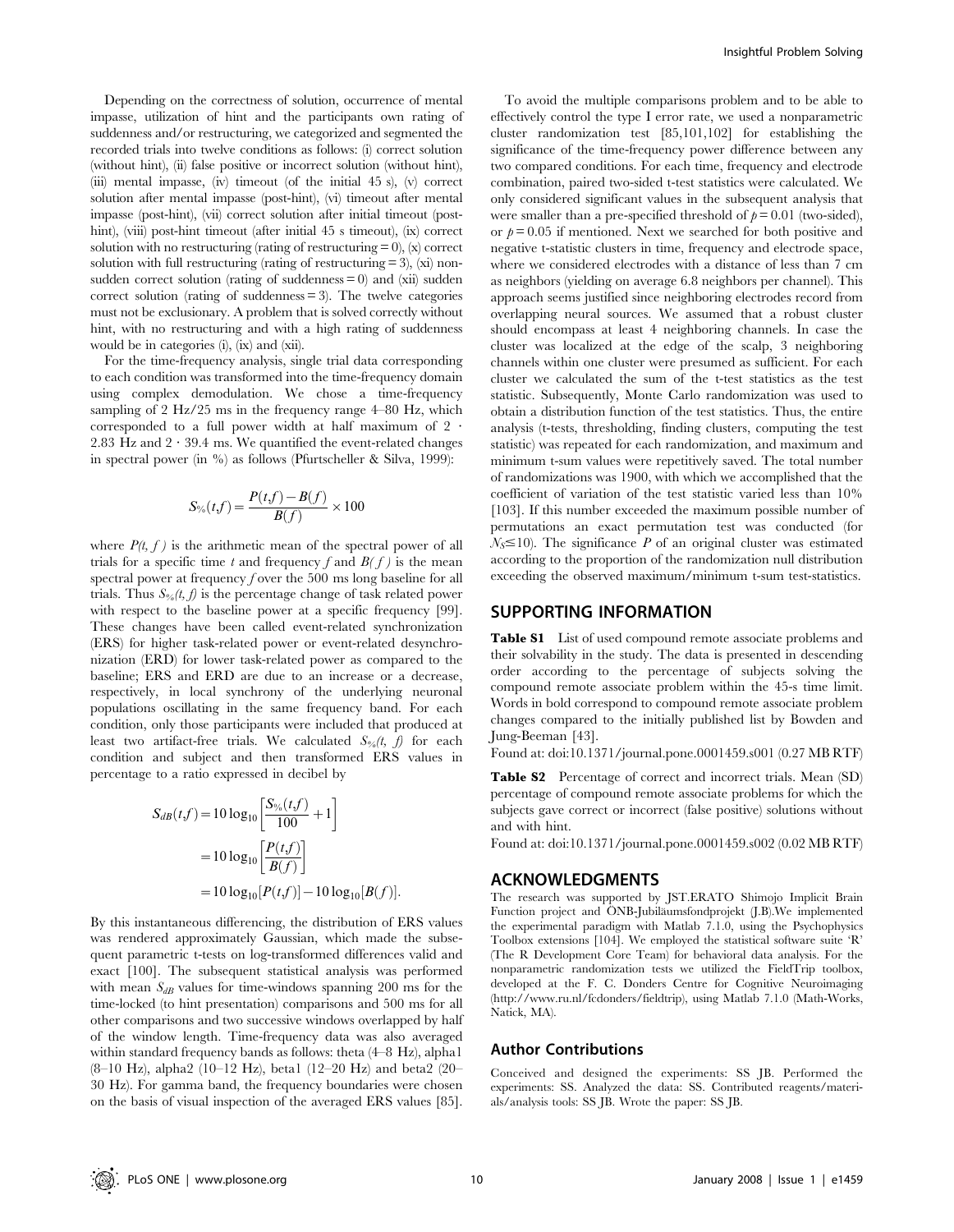Depending on the correctness of solution, occurrence of mental impasse, utilization of hint and the participants own rating of suddenness and/or restructuring, we categorized and segmented the recorded trials into twelve conditions as follows: (i) correct solution (without hint), (ii) false positive or incorrect solution (without hint), (iii) mental impasse, (iv) timeout (of the initial 45 s), (v) correct solution after mental impasse (post-hint), (vi) timeout after mental impasse (post-hint), (vii) correct solution after initial timeout (post-hint), (viii) post-hint timeout (after initial 45 s timeout), (ix) correct solution with no restructuring (rating of restructuring = 0), (x) correct solution with full restructuring (rating of restructuring = 3), (xi) non-sudden correct solution (rating of suddenness = 0) and (xii) sudden correct solution (rating of suddenness = 3). The twelve categories must not be exclusionary. A problem that is solved correctly without hint, with no restructuring and with a high rating of suddenness would be in categories (i), (ix) and (xii).

For the time-frequency analysis, single trial data corresponding to each condition was transformed into the time-frequency domain using complex demodulation. We chose a time-frequency sampling of 2 Hz/25 ms in the frequency range 4–80 Hz, which corresponded to a full power width at half maximum of $2 \cdot 2.83$ Hz and $2 \cdot 39.4$ ms. We quantified the event-related changes in spectral power (in %) as follows (Pfurtscheller & Silva, 1999):

$$S_{\%}(t,f) = \frac{P(t,f) - B(f)}{B(f)} \times 100$$

where $P(t, f)$ is the arithmetic mean of the spectral power of all trials for a specific time $t$ and frequency $f$ and $B(f)$ is the mean spectral power at frequency $f$ over the 500 ms long baseline for all trials. Thus $S_{\%}(t, f)$ is the percentage change of task related power with respect to the baseline power at a specific frequency [99]. These changes have been called event-related synchronization (ERS) for higher task-related power or event-related desynchronization (ERD) for lower task-related power as compared to the baseline; ERS and ERD are due to an increase or a decrease, respectively, in local synchrony of the underlying neuronal populations oscillating in the same frequency band. For each condition, only those participants were included that produced at least two artifact-free trials. We calculated $S_{\%}(t, f)$ for each condition and subject and then transformed ERS values in percentage to a ratio expressed in decibel by

$$\begin{aligned} S_{dB}(t,f) &= 10\log_{10}\left[\frac{S_{\%}(t,f)}{100} + 1\right] \\ &= 10\log_{10}\left[\frac{P(t,f)}{B(f)}\right] \\ &= 10\log_{10}[P(t,f)] - 10\log_{10}[B(f)]. \end{aligned}$$

By this instantaneous differencing, the distribution of ERS values was rendered approximately Gaussian, which made the subsequent parametric t-tests on log-transformed differences valid and exact [100]. The subsequent statistical analysis was performed with mean $S_{dB}$ values for time-windows spanning 200 ms for the time-locked (to hint presentation) comparisons and 500 ms for all other comparisons and two successive windows overlapped by half of the window length. Time-frequency data was also averaged within standard frequency bands as follows: theta (4–8 Hz), alpha1 (8–10 Hz), alpha2 (10–12 Hz), beta1 (12–20 Hz) and beta2 (20–30 Hz). For gamma band, the frequency boundaries were chosen on the basis of visual inspection of the averaged ERS values [85].

To avoid the multiple comparisons problem and to be able to effectively control the type I error rate, we used a nonparametric cluster randomization test [85,101,102] for establishing the significance of the time-frequency power difference between any two compared conditions. For each time, frequency and electrode combination, paired two-sided t-test statistics were calculated. We only considered significant values in the subsequent analysis that were smaller than a pre-specified threshold of $p = 0.01$ (two-sided), or $p = 0.05$ if mentioned. Next we searched for both positive and negative t-statistic clusters in time, frequency and electrode space, where we considered electrodes with a distance of less than 7 cm as neighbors (yielding on average 6.8 neighbors per channel). This approach seems justified since neighboring electrodes record from overlapping neural sources. We assumed that a robust cluster should encompass at least 4 neighboring channels. In case the cluster was localized at the edge of the scalp, 3 neighboring channels within one cluster were presumed as sufficient. For each cluster we calculated the sum of the t-test statistics as the test statistic. Subsequently, Monte Carlo randomization was used to obtain a distribution function of the test statistics. Thus, the entire analysis (t-tests, thresholding, finding clusters, computing the test statistic) was repeated for each randomization, and maximum and minimum t-sum values were repetitively saved. The total number of randomizations was 1900, with which we accomplished that the coefficient of variation of the test statistic varied less than 10% [103]. If this number exceeded the maximum possible number of permutations an exact permutation test was conducted (for $N_S \leq 10$). The significance $P$ of an original cluster was estimated according to the proportion of the randomization null distribution exceeding the observed maximum/minimum t-sum test-statistics.

## SUPPORTING INFORMATION

**Table S1** List of used compound remote associate problems and their solvability in the study. The data is presented in descending order according to the percentage of subjects solving the compound remote associate problem within the 45-s time limit. Words in bold correspond to compound remote associate problem changes compared to the initially published list by Bowden and Jung-Beeman [43].

Found at: doi:10.1371/journal.pone.0001459.s001 (0.27 MB RTF)

**Table S2** Percentage of correct and incorrect trials. Mean (SD) percentage of compound remote associate problems for which the subjects gave correct or incorrect (false positive) solutions without and with hint.

Found at: doi:10.1371/journal.pone.0001459.s002 (0.02 MB RTF)

## ACKNOWLEDGMENTS

The research was supported by JST.ERATO Shimojo Implicit Brain Function project and ÖNB-Jubiläumsfondprojekt (J.B).We implemented the experimental paradigm with Matlab 7.1.0, using the Psychophysics Toolbox extensions [104]. We employed the statistical software suite 'R' (The R Development Core Team) for behavioral data analysis. For the nonparametric randomization tests we utilized the FieldTrip toolbox, developed at the F. C. Donders Centre for Cognitive Neuroimaging (http://www.ru.nl/fcdonders/fieldtrip), using Matlab 7.1.0 (Math-Works, Natick, MA).

### Author Contributions

Conceived and designed the experiments: SS JB. Performed the experiments: SS. Analyzed the data: SS. Contributed reagents/materials/analysis tools: SS JB. Wrote the paper: SS JB.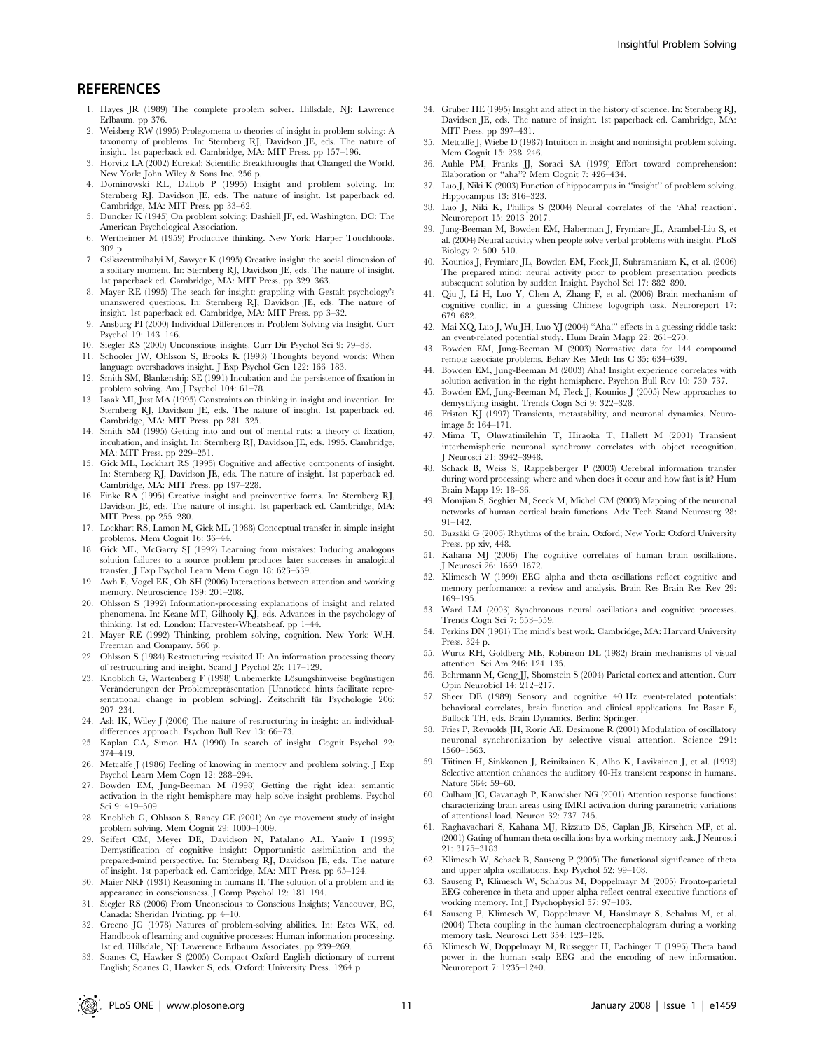## REFERENCES

1. Hayes JR (1989) The complete problem solver. Hillsdale, NJ: Lawrence Erlbaum. pp 376.
2. Weisberg RW (1995) Prolegomena to theories of insight in problem solving: A taxonomy of problems. In: Sternberg RJ, Davidson JE, eds. The nature of insight. 1st paperback ed. Cambridge, MA: MIT Press. pp 157–196.
3. Horvitz LA (2002) Eureka!: Scientific Breakthroughs that Changed the World. New York: John Wiley & Sons Inc. 256 p.
4. Dominowski RL, Dallob P (1995) Insight and problem solving. In: Sternberg RJ, Davidson JE, eds. The nature of insight. 1st paperback ed. Cambridge, MA: MIT Press. pp 33–62.
5. Duncker K (1945) On problem solving; Dashiell JF, ed. Washington, DC: The American Psychological Association.
6. Wertheimer M (1959) Productive thinking. New York: Harper Touchbooks. 302 p.
7. Csikszentmihalyi M, Sawyer K (1995) Creative insight: the social dimension of a solitary moment. In: Sternberg RJ, Davidson JE, eds. The nature of insight. 1st paperback ed. Cambridge, MA: MIT Press. pp 329–363.
8. Mayer RE (1995) The seach for insight: grappling with Gestalt psychology's unanswered questions. In: Sternberg RJ, Davidson JE, eds. The nature of insight. 1st paperback ed. Cambridge, MA: MIT Press. pp 3–32.
9. Ansburg PI (2000) Individual Differences in Problem Solving via Insight. Curr Psychol 19: 143–146.
10. Siegler RS (2000) Unconscious insights. Curr Dir Psychol Sci 9: 79–83.
11. Schooler JW, Ohlsson S, Brooks K (1993) Thoughts beyond words: When language overshadows insight. J Exp Psychol Gen 122: 166–183.
12. Smith SM, Blankenship SE (1991) Incubation and the persistence of fixation in problem solving. Am J Psychol 104: 61–78.
13. Isaak MI, Just MA (1995) Constraints on thinking in insight and invention. In: Sternberg RJ, Davidson JE, eds. The nature of insight. 1st paperback ed. Cambridge, MA: MIT Press. pp 281–325.
14. Smith SM (1995) Getting into and out of mental ruts: a theory of fixation, incubation, and insight. In: Sternberg RJ, Davidson JE, eds. 1995. Cambridge, MA: MIT Press. pp 229–251.
15. Gick ML, Lockhart RS (1995) Cognitive and affective components of insight. In: Sternberg RJ, Davidson JE, eds. The nature of insight. 1st paperback ed. Cambridge, MA: MIT Press. pp 197–228.
16. Finke RA (1995) Creative insight and preinventive forms. In: Sternberg RJ, Davidson JE, eds. The nature of insight. 1st paperback ed. Cambridge, MA: MIT Press. pp 255–280.
17. Lockhart RS, Lamon M, Gick ML (1988) Conceptual transfer in simple insight problems. Mem Cognit 16: 36–44.
18. Gick ML, McGarry SJ (1992) Learning from mistakes: Inducing analogous solution failures to a source problem produces later successes in analogical transfer. J Exp Psychol Learn Mem Cogn 18: 623–639.
19. Awh E, Vogel EK, Oh SH (2006) Interactions between attention and working memory. Neuroscience 139: 201–208.
20. Ohlsson S (1992) Information-processing explanations of insight and related phenomena. In: Keane MT, Gilhooly KJ, eds. Advances in the psychology of thinking. 1st ed. London: Harvester-Wheatsheaf. pp 1–44.
21. Mayer RE (1992) Thinking, problem solving, cognition. New York: W.H. Freeman and Company. 560 p.
22. Ohlsson S (1984) Restructuring revisited II: An information processing theory of restructuring and insight. Scand J Psychol 25: 117–129.
23. Knoblich G, Wartenberg F (1998) Unbemerkte Lösungshinweise begünstigen Veränderungen der Problemrepräsentation [Unnoticed hints facilitate representational change in problem solving]. Zeitschrift für Psychologie 206: 207–234.
24. Ash IK, Wiley J (2006) The nature of restructuring in insight: an individual-differences approach. Psychon Bull Rev 13: 66–73.
25. Kaplan CA, Simon HA (1990) In search of insight. Cognit Psychol 22: 374–419.
26. Metcalfe J (1986) Feeling of knowing in memory and problem solving. J Exp Psychol Learn Mem Cogn 12: 288–294.
27. Bowden EM, Jung-Beeman M (1998) Getting the right idea: semantic activation in the right hemisphere may help solve insight problems. Psychol Sci 9: 419–509.
28. Knoblich G, Ohlsson S, Raney GE (2001) An eye movement study of insight problem solving. Mem Cognit 29: 1000–1009.
29. Seifert CM, Meyer DE, Davidson N, Patalano AL, Yaniv I (1995) Demystification of cognitive insight: Opportunistic assimilation and the prepared-mind perspective. In: Sternberg RJ, Davidson JE, eds. The nature of insight. 1st paperback ed. Cambridge, MA: MIT Press. pp 65–124.
30. Maier NRF (1931) Reasoning in humans II. The solution of a problem and its appearance in consciousness. J Comp Psychol 12: 181–194.
31. Siegler RS (2006) From Unconscious to Conscious Insights; Vancouver, BC, Canada: Sheridan Printing. pp 4–10.
32. Greeno JG (1978) Natures of problem-solving abilities. In: Estes WK, ed. Handbook of learning and cognitive processes: Human information processing. 1st ed. Hillsdale, NJ: Lawerence Erlbaum Associates. pp 239–269.
33. Soanes C, Hawker S (2005) Compact Oxford English dictionary of current English; Soanes C, Hawker S, eds. Oxford: University Press. 1264 p.
34. Gruber HE (1995) Insight and affect in the history of science. In: Sternberg RJ, Davidson JE, eds. The nature of insight. 1st paperback ed. Cambridge, MA: MIT Press. pp 397–431.
35. Metcalfe J, Wiebe D (1987) Intuition in insight and noninsight problem solving. Mem Cognit 15: 238–246.
36. Auble PM, Franks JJ, Soraci SA (1979) Effort toward comprehension: Elaboration or "aha"? Mem Cognit 7: 426–434.
37. Luo J, Niki K (2003) Function of hippocampus in "insight" of problem solving. Hippocampus 13: 316–323.
38. Luo J, Niki K, Phillips S (2004) Neural correlates of the 'Aha! reaction'. Neuroreport 15: 2013–2017.
39. Jung-Beeman M, Bowden EM, Haberman J, Frymiare JL, Arambel-Liu S, et al. (2004) Neural activity when people solve verbal problems with insight. PLoS Biology 2: 500–510.
40. Kounios J, Frymiare JL, Bowden EM, Fleck JI, Subramaniam K, et al. (2006) The prepared mind: neural activity prior to problem presentation predicts subsequent solution by sudden Insight. Psychol Sci 17: 882–890.
41. Qiu J, Li H, Luo Y, Chen A, Zhang F, et al. (2006) Brain mechanism of cognitive conflict in a guessing Chinese logogriph task. Neuroreport 17: 679–682.
42. Mai XQ, Luo J, Wu JH, Luo YJ (2004) "Aha!" effects in a guessing riddle task: an event-related potential study. Hum Brain Mapp 22: 261–270.
43. Bowden EM, Jung-Beeman M (2003) Normative data for 144 compound remote associate problems. Behav Res Meth Ins C 35: 634–639.
44. Bowden EM, Jung-Beeman M (2003) Aha! Insight experience correlates with solution activation in the right hemisphere. Psychon Bull Rev 10: 730–737.
45. Bowden EM, Jung-Beeman M, Fleck J, Kounios J (2005) New approaches to demystifying insight. Trends Cogn Sci 9: 322–328.
46. Friston KJ (1997) Transients, metastability, and neuronal dynamics. Neuroimage 5: 164–171.
47. Mima T, Oluwatimilehin T, Hiraoka T, Hallett M (2001) Transient interhemispheric neuronal synchrony correlates with object recognition. J Neurosci 21: 3942–3948.
48. Schack B, Weiss S, Rappelsberger P (2003) Cerebral information transfer during word processing: where and when does it occur and how fast is it? Hum Brain Mapp 19: 18–36.
49. Momjian S, Seghier M, Seeck M, Michel CM (2003) Mapping of the neuronal networks of human cortical brain functions. Adv Tech Stand Neurosurg 28: 91–142.
50. Buzsáki G (2006) Rhythms of the brain. Oxford; New York: Oxford University Press. pp xiv, 448.
51. Kahana MJ (2006) The cognitive correlates of human brain oscillations. J Neurosci 26: 1669–1672.
52. Klimesch W (1999) EEG alpha and theta oscillations reflect cognitive and memory performance: a review and analysis. Brain Res Brain Res Rev 29: 169–195.
53. Ward LM (2003) Synchronous neural oscillations and cognitive processes. Trends Cogn Sci 7: 553–559.
54. Perkins DN (1981) The mind's best work. Cambridge, MA: Harvard University Press. 324 p.
55. Wurtz RH, Goldberg ME, Robinson DL (1982) Brain mechanisms of visual attention. Sci Am 246: 124–135.
56. Behrmann M, Geng JJ, Shomstein S (2004) Parietal cortex and attention. Curr Opin Neurobiol 14: 212–217.
57. Sheer DE (1989) Sensory and cognitive 40 Hz event-related potentials: behavioral correlates, brain function and clinical applications. In: Basar E, Bullock TH, eds. Brain Dynamics. Berlin: Springer.
58. Fries P, Reynolds JH, Rorie AE, Desimone R (2001) Modulation of oscillatory neuronal synchronization by selective visual attention. Science 291: 1560–1563.
59. Tiitinen H, Sinkkonen J, Reinikainen K, Alho K, Lavikainen J, et al. (1993) Selective attention enhances the auditory 40-Hz transient response in humans. Nature 364: 59–60.
60. Culham JC, Cavanagh P, Kanwisher NG (2001) Attention response functions: characterizing brain areas using fMRI activation during parametric variations of attentional load. Neuron 32: 737–745.
61. Raghavachari S, Kahana MJ, Rizzuto DS, Caplan JB, Kirschen MP, et al. (2001) Gating of human theta oscillations by a working memory task. J Neurosci 21: 3175–3183.
62. Klimesch W, Schack B, Sauseng P (2005) The functional significance of theta and upper alpha oscillations. Exp Psychol 52: 99–108.
63. Sauseng P, Klimesch W, Schabus M, Doppelmayr M (2005) Fronto-parietal EEG coherence in theta and upper alpha reflect central executive functions of working memory. Int J Psychophysiol 57: 97–103.
64. Sauseng P, Klimesch W, Doppelmayr M, Hanslmayr S, Schabus M, et al. (2004) Theta coupling in the human electroencephalogram during a working memory task. Neurosci Lett 354: 123–126.
65. Klimesch W, Doppelmayr M, Russegger H, Pachinger T (1996) Theta band power in the human scalp EEG and the encoding of new information. Neuroreport 7: 1235–1240.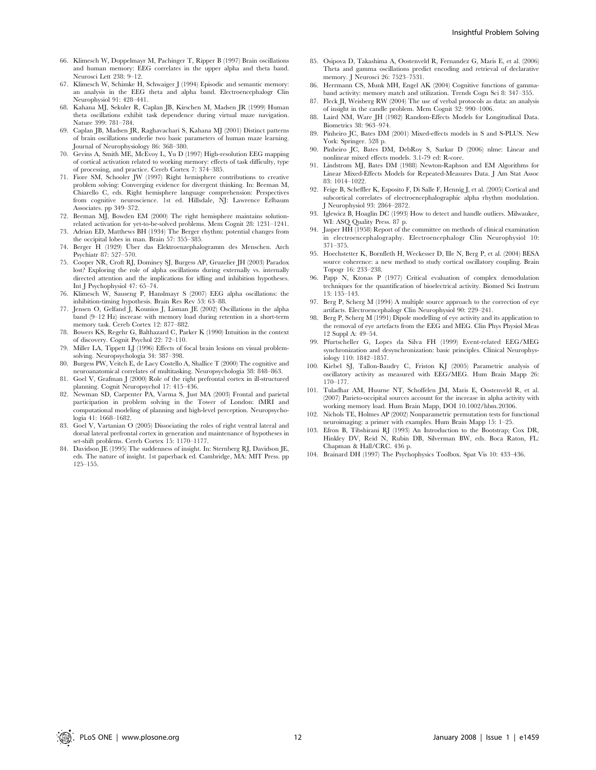66. Klimesch W, Doppelmayr M, Pachinger T, Ripper B (1997) Brain oscillations and human memory: EEG correlates in the upper alpha and theta band. Neurosci Lett 238: 9–12.
67. Klimesch W, Schimke H, Schwaiger J (1994) Episodic and semantic memory: an analysis in the EEG theta and alpha band. Electroencephalogr Clin Neurophysiol 91: 428–441.
68. Kahana MJ, Sekuler R, Caplan JB, Kirschen M, Madsen JR (1999) Human theta oscillations exhibit task dependence during virtual maze navigation. Nature 399: 781–784.
69. Caplan JB, Madsen JR, Raghavachari S, Kahana MJ (2001) Distinct patterns of brain oscillations underlie two basic parameters of human maze learning. Journal of Neurophysiology 86: 368–380.
70. Gevins A, Smith ME, McEvoy L, Yu D (1997) High-resolution EEG mapping of cortical activation related to working memory: effects of task difficulty, type of processing, and practice. Cereb Cortex 7: 374–385.
71. Fiore SM, Schooler JW (1997) Right hemisphere contributions to creative problem solving: Converging evidence for divergent thinking. In: Beeman M, Chiarello C, eds. Right hemisphere language comprehension: Perspectives from cognitive neuroscience. 1st ed. Hillsdale, NJ: Lawrence Erlbaum Associates. pp 349–372.
72. Beeman MJ, Bowden EM (2000) The right hemisphere maintains solution-related activation for yet-to-be-solved problems. Mem Cognit 28: 1231–1241.
73. Adrian ED, Matthews BH (1934) The Berger rhythm: potential changes from the occipital lobes in man. Brain 57: 355–385.
74. Berger H (1929) Über das Elektroenzephalogramm des Menschen. Arch Psychiatr 87: 527–570.
75. Cooper NR, Croft RJ, Dominey SJ, Burgess AP, Gruzelier JH (2003) Paradox lost? Exploring the role of alpha oscillations during externally vs. internally directed attention and the implications for idling and inhibition hypotheses. Int J Psychophysiol 47: 65–74.
76. Klimesch W, Sauseng P, Hanslmayr S (2007) EEG alpha oscillations: the inhibition-timing hypothesis. Brain Res Rev 53: 63–88.
77. Jensen O, Gelfand J, Kounios J, Lisman JE (2002) Oscillations in the alpha band (9–12 Hz) increase with memory load during retention in a short-term memory task. Cereb Cortex 12: 877–882.
78. Bowers KS, Regehr G, Balthazard C, Parker K (1990) Intuition in the context of discovery. Cognit Psychol 22: 72–110.
79. Miller LA, Tippett LJ (1996) Effects of focal brain lesions on visual problem-solving. Neuropsychologia 34: 387–398.
80. Burgess PW, Veitch E, de Lacy Costello A, Shallice T (2000) The cognitive and neuroanatomical correlates of multitasking. Neuropsychologia 38: 848–863.
81. Goel V, Grafman J (2000) Role of the right prefrontal cortex in ill-structured planning. Cognit Neuropsychol 17: 415–436.
82. Newman SD, Carpenter PA, Varma S, Just MA (2003) Frontal and parietal participation in problem solving in the Tower of London: fMRI and computational modeling of planning and high-level perception. Neuropsychologia 41: 1668–1682.
83. Goel V, Vartanian O (2005) Dissociating the roles of right ventral lateral and dorsal lateral prefrontal cortex in generation and maintenance of hypotheses in set-shift problems. Cereb Cortex 15: 1170–1177.
84. Davidson JE (1995) The suddenness of insight. In: Sternberg RJ, Davidson JE, eds. The nature of insight. 1st paperback ed. Cambridge, MA: MIT Press. pp 125–155.
85. Osipova D, Takashima A, Oostenveld R, Fernandez G, Maris E, et al. (2006) Theta and gamma oscillations predict encoding and retrieval of declarative memory. J Neurosci 26: 7523–7531.
86. Herrmann CS, Munk MH, Engel AK (2004) Cognitive functions of gamma-band activity: memory match and utilization. Trends Cogn Sci 8: 347–355.
87. Fleck JI, Weisberg RW (2004) The use of verbal protocols as data: an analysis of insight in the candle problem. Mem Cognit 32: 990–1006.
88. Laird NM, Ware JH (1982) Random-Effects Models for Longitudinal Data. Biometrics 38: 963–974.
89. Pinheiro JC, Bates DM (2001) Mixed-effects models in S and S-PLUS. New York: Springer. 528 p.
90. Pinheiro JC, Bates DM, DebRoy S, Sarkar D (2006) nlme: Linear and nonlinear mixed effects models. 3.1-79 ed: R-core.
91. Lindstrom MJ, Bates DM (1988) Newton-Raphson and EM Algorithms for Linear Mixed-Effects Models for Repeated-Measures Data. J Am Stat Assoc 83: 1014–1022.
92. Feige B, Scheffler K, Esposito F, Di Salle F, Hennig J, et al. (2005) Cortical and subcortical correlates of electroencephalographic alpha rhythm modulation. J Neurophysiol 93: 2864–2872.
93. Iglewicz B, Hoaglin DC (1993) How to detect and handle outliers. Milwaukee, WI: ASQ Quality Press. 87 p.
94. Jasper HH (1958) Report of the committee on methods of clinical examination in electroencephalography. Electroencephalogr Clin Neurophysiol 10: 371–375.
95. Hoechstetter K, Bornfleth H, Weckesser D, Ille N, Berg P, et al. (2004) BESA source coherence: a new method to study cortical oscillatory coupling. Brain Topogr 16: 233–238.
96. Papp N, Ktonas P (1977) Critical evaluation of complex demodulation techniques for the quantification of bioelectrical activity. Biomed Sci Instrum 13: 135–143.
97. Berg P, Scherg M (1994) A multiple source approach to the correction of eye artifacts. Electroencephalogr Clin Neurophysiol 90: 229–241.
98. Berg P, Scherg M (1991) Dipole modelling of eye activity and its application to the removal of eye artefacts from the EEG and MEG. Clin Phys Physiol Meas 12 Suppl A: 49–54.
99. Pfurtscheller G, Lopes da Silva FH (1999) Event-related EEG/MEG synchronization and desynchronization: basic principles. Clinical Neurophysiology 110: 1842–1857.
100. Kiebel SJ, Tallon-Baudry C, Friston KJ (2005) Parametric analysis of oscillatory activity as measured with EEG/MEG. Hum Brain Mapp 26: 170–177.
101. Tuladhar AM, Huurne NT, Schoffelen JM, Maris E, Oostenveld R, et al. (2007) Parieto-occipital sources account for the increase in alpha activity with working memory load. Hum Brain Mapp, DOI 10.1002/hbm.20306.
102. Nichols TE, Holmes AP (2002) Nonparametric permutation tests for functional neuroimaging: a primer with examples. Hum Brain Mapp 15: 1–25.
103. Efron B, Tibshirani RJ (1993) An Introduction to the Bootstrap; Cox DR, Hinkley DV, Reid N, Rubin DB, Silverman BW, eds. Boca Raton, FL: Chapman & Hall/CRC. 436 p.
104. Brainard DH (1997) The Psychophysics Toolbox. Spat Vis 10: 433–436.